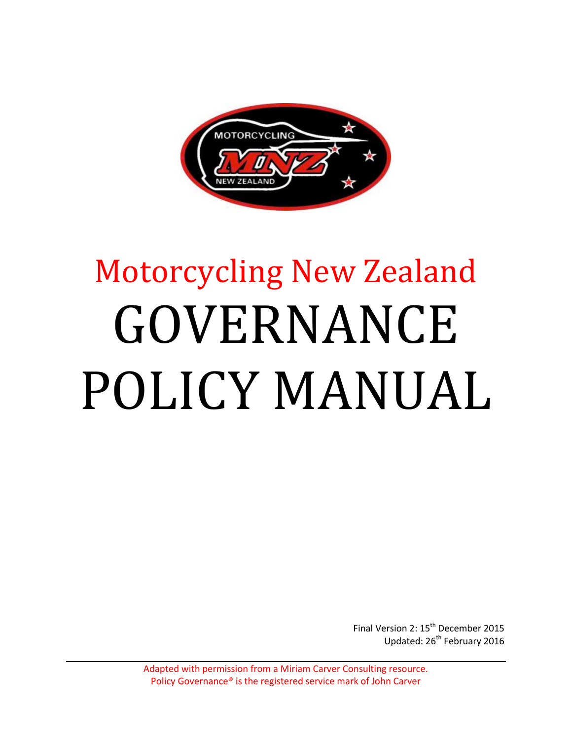# Motorcycling New Zealand

# GOVERNANCE POLICY MANUAL

Final Version 2: 15th December 2015

Updated: 26th February 2016

Adapted with permission from a Miriam Carver Consulting resource.

Policy Governance® is the registered service mark of John Carver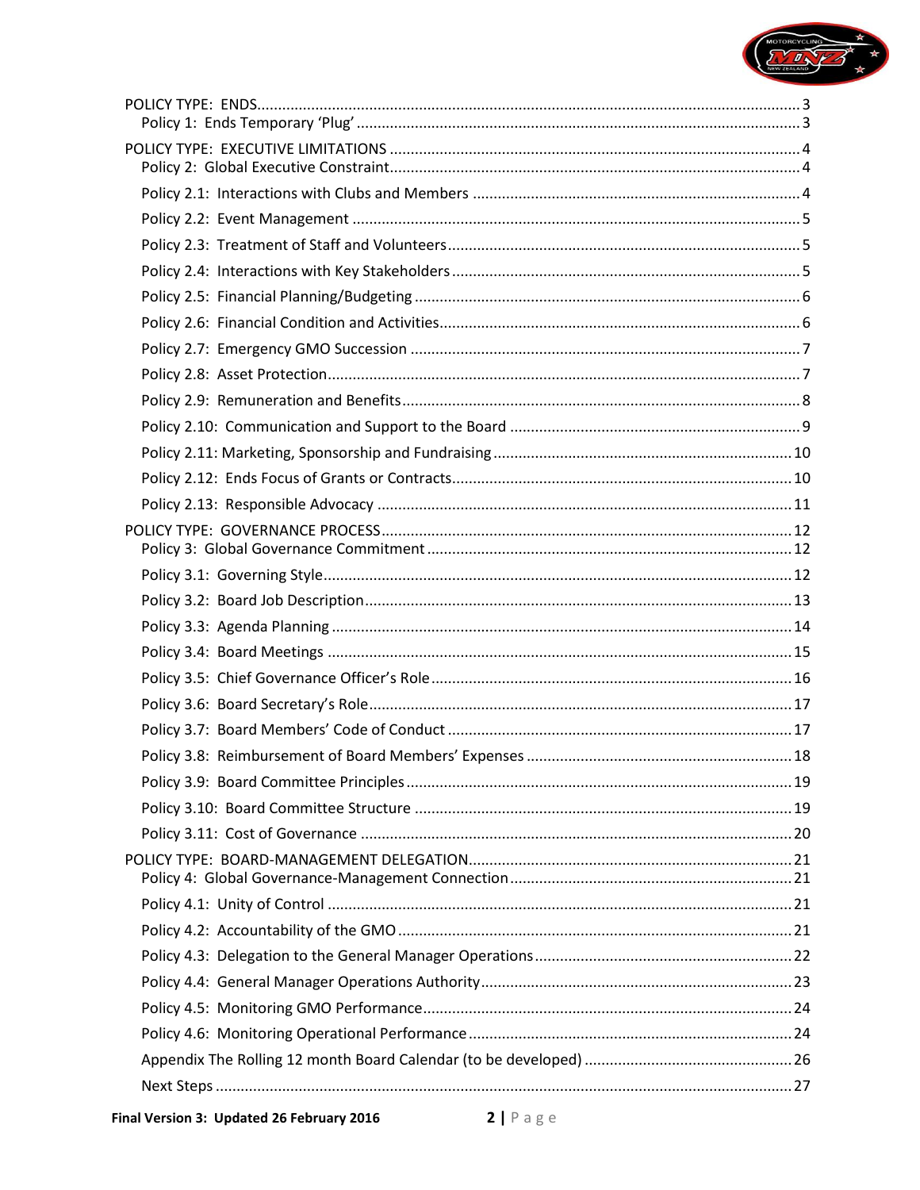POLICY TYPE: ENDS ... 3
- Policy 1: Ends Temporary 'Plug' ... 3

POLICY TYPE: EXECUTIVE LIMITATIONS ... 4
- Policy 2: Global Executive Constraint ... 4
- Policy 2.1: Interactions with Clubs and Members ... 4
- Policy 2.2: Event Management ... 5
- Policy 2.3: Treatment of Staff and Volunteers ... 5
- Policy 2.4: Interactions with Key Stakeholders ... 5
- Policy 2.5: Financial Planning/Budgeting ... 6
- Policy 2.6: Financial Condition and Activities ... 6
- Policy 2.7: Emergency GMO Succession ... 7
- Policy 2.8: Asset Protection ... 7
- Policy 2.9: Remuneration and Benefits ... 8
- Policy 2.10: Communication and Support to the Board ... 9
- Policy 2.11: Marketing, Sponsorship and Fundraising ... 10
- Policy 2.12: Ends Focus of Grants or Contracts ... 10
- Policy 2.13: Responsible Advocacy ... 11

POLICY TYPE: GOVERNANCE PROCESS ... 12
- Policy 3: Global Governance Commitment ... 12
- Policy 3.1: Governing Style ... 12
- Policy 3.2: Board Job Description ... 13
- Policy 3.3: Agenda Planning ... 14
- Policy 3.4: Board Meetings ... 15
- Policy 3.5: Chief Governance Officer's Role ... 16
- Policy 3.6: Board Secretary's Role ... 17
- Policy 3.7: Board Members' Code of Conduct ... 17
- Policy 3.8: Reimbursement of Board Members' Expenses ... 18
- Policy 3.9: Board Committee Principles ... 19
- Policy 3.10: Board Committee Structure ... 19
- Policy 3.11: Cost of Governance ... 20

POLICY TYPE: BOARD-MANAGEMENT DELEGATION ... 21
- Policy 4: Global Governance-Management Connection ... 21
- Policy 4.1: Unity of Control ... 21
- Policy 4.2: Accountability of the GMO ... 21
- Policy 4.3: Delegation to the General Manager Operations ... 22
- Policy 4.4: General Manager Operations Authority ... 23
- Policy 4.5: Monitoring GMO Performance ... 24
- Policy 4.6: Monitoring Operational Performance ... 24
- Appendix The Rolling 12 month Board Calendar (to be developed) ... 26
- Next Steps ... 27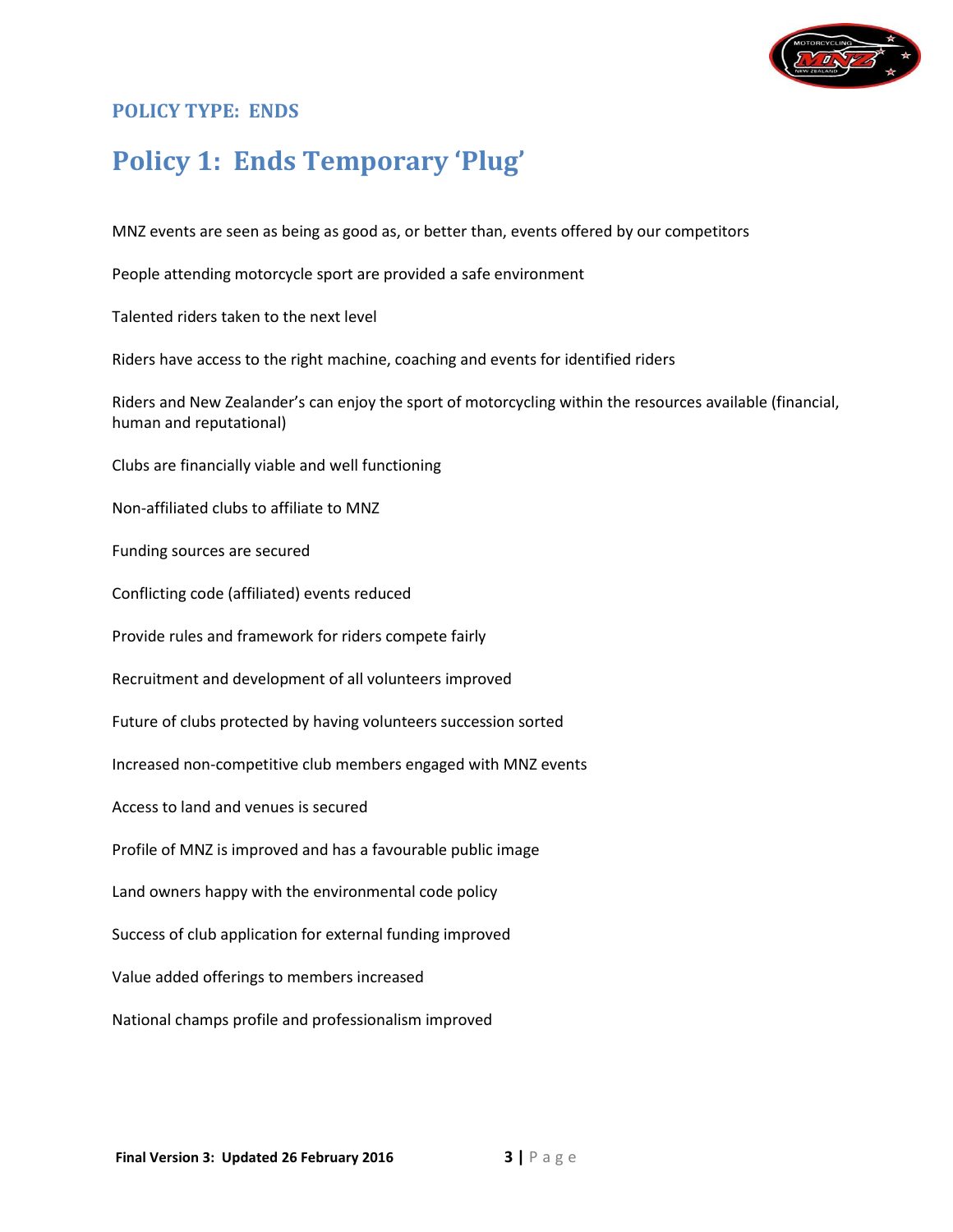## POLICY TYPE: ENDS

# Policy 1: Ends Temporary 'Plug'

MNZ events are seen as being as good as, or better than, events offered by our competitors

People attending motorcycle sport are provided a safe environment

Talented riders taken to the next level

Riders have access to the right machine, coaching and events for identified riders

Riders and New Zealander's can enjoy the sport of motorcycling within the resources available (financial, human and reputational)

Clubs are financially viable and well functioning

Non-affiliated clubs to affiliate to MNZ

Funding sources are secured

Conflicting code (affiliated) events reduced

Provide rules and framework for riders compete fairly

Recruitment and development of all volunteers improved

Future of clubs protected by having volunteers succession sorted

Increased non-competitive club members engaged with MNZ events

Access to land and venues is secured

Profile of MNZ is improved and has a favourable public image

Land owners happy with the environmental code policy

Success of club application for external funding improved

Value added offerings to members increased

National champs profile and professionalism improved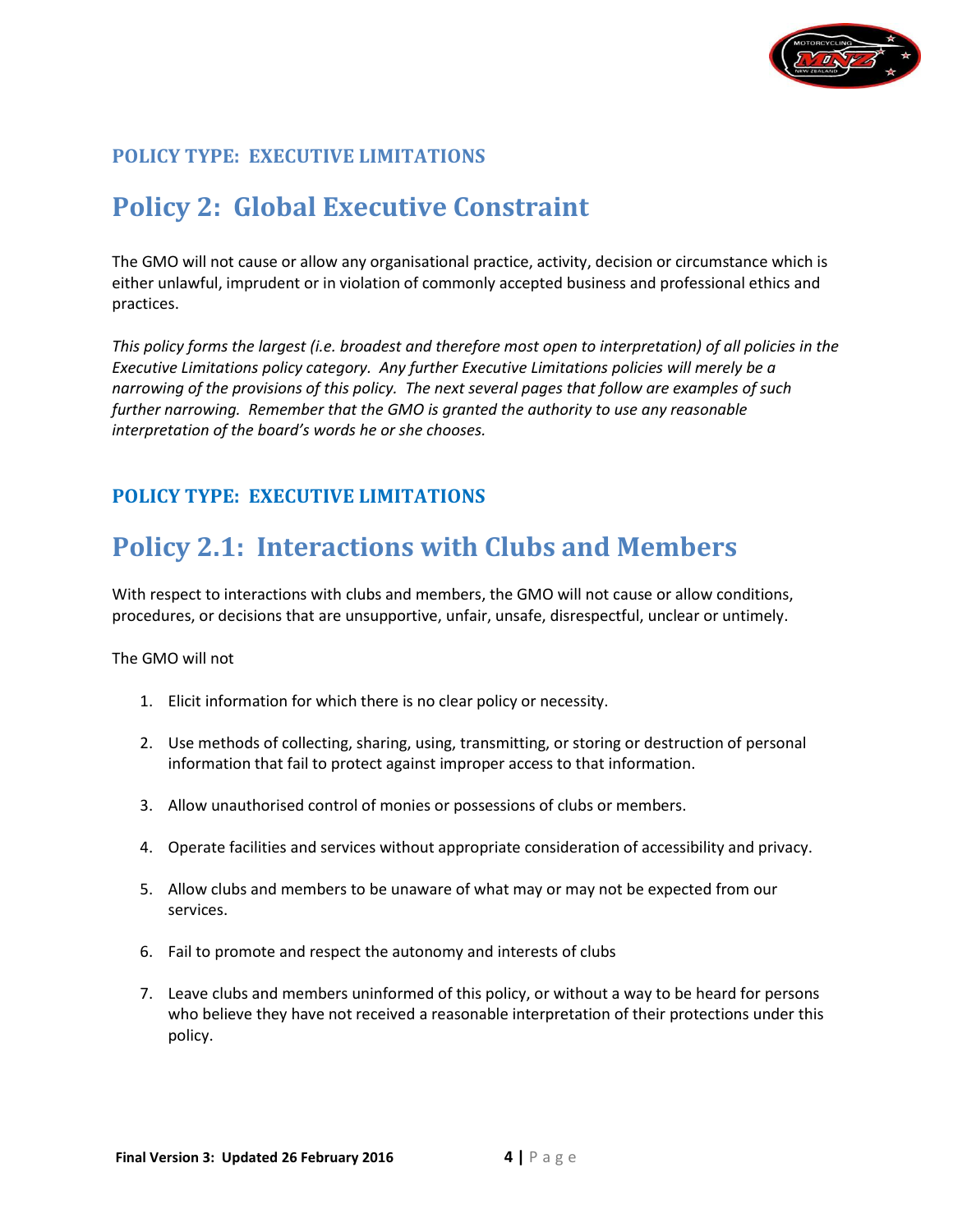### POLICY TYPE: EXECUTIVE LIMITATIONS

## Policy 2: Global Executive Constraint

The GMO will not cause or allow any organisational practice, activity, decision or circumstance which is either unlawful, imprudent or in violation of commonly accepted business and professional ethics and practices.

*This policy forms the largest (i.e. broadest and therefore most open to interpretation) of all policies in the Executive Limitations policy category. Any further Executive Limitations policies will merely be a narrowing of the provisions of this policy. The next several pages that follow are examples of such further narrowing. Remember that the GMO is granted the authority to use any reasonable interpretation of the board's words he or she chooses.*

### POLICY TYPE: EXECUTIVE LIMITATIONS

## Policy 2.1: Interactions with Clubs and Members

With respect to interactions with clubs and members, the GMO will not cause or allow conditions, procedures, or decisions that are unsupportive, unfair, unsafe, disrespectful, unclear or untimely.

The GMO will not

1. Elicit information for which there is no clear policy or necessity.

2. Use methods of collecting, sharing, using, transmitting, or storing or destruction of personal information that fail to protect against improper access to that information.

3. Allow unauthorised control of monies or possessions of clubs or members.

4. Operate facilities and services without appropriate consideration of accessibility and privacy.

5. Allow clubs and members to be unaware of what may or may not be expected from our services.

6. Fail to promote and respect the autonomy and interests of clubs

7. Leave clubs and members uninformed of this policy, or without a way to be heard for persons who believe they have not received a reasonable interpretation of their protections under this policy.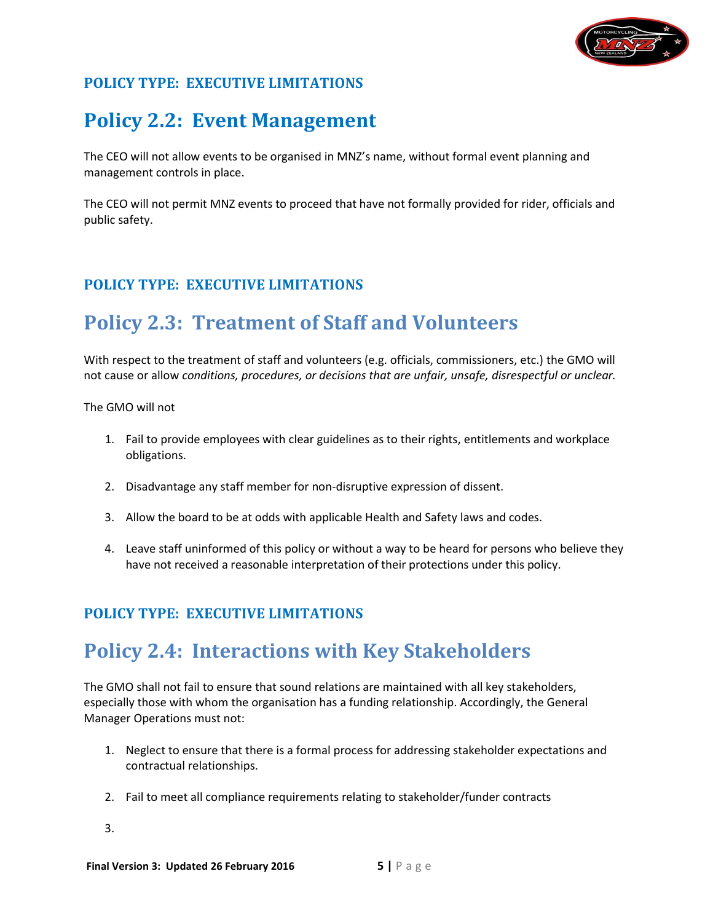**POLICY TYPE: EXECUTIVE LIMITATIONS**

## Policy 2.2: Event Management

The CEO will not allow events to be organised in MNZ's name, without formal event planning and management controls in place.

The CEO will not permit MNZ events to proceed that have not formally provided for rider, officials and public safety.

**POLICY TYPE: EXECUTIVE LIMITATIONS**

## Policy 2.3: Treatment of Staff and Volunteers

With respect to the treatment of staff and volunteers (e.g. officials, commissioners, etc.) the GMO will not cause or allow *conditions, procedures, or decisions that are unfair, unsafe, disrespectful or unclear.*

The GMO will not

1. Fail to provide employees with clear guidelines as to their rights, entitlements and workplace obligations.

2. Disadvantage any staff member for non-disruptive expression of dissent.

3. Allow the board to be at odds with applicable Health and Safety laws and codes.

4. Leave staff uninformed of this policy or without a way to be heard for persons who believe they have not received a reasonable interpretation of their protections under this policy.

**POLICY TYPE: EXECUTIVE LIMITATIONS**

## Policy 2.4: Interactions with Key Stakeholders

The GMO shall not fail to ensure that sound relations are maintained with all key stakeholders, especially those with whom the organisation has a funding relationship. Accordingly, the General Manager Operations must not:

1. Neglect to ensure that there is a formal process for addressing stakeholder expectations and contractual relationships.

2. Fail to meet all compliance requirements relating to stakeholder/funder contracts

3.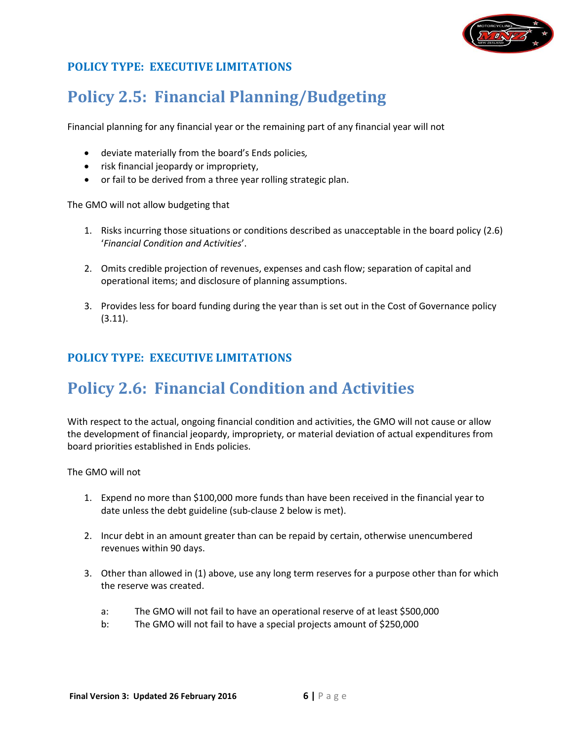### POLICY TYPE: EXECUTIVE LIMITATIONS

# Policy 2.5: Financial Planning/Budgeting

Financial planning for any financial year or the remaining part of any financial year will not

- deviate materially from the board's Ends policies*,*
- risk financial jeopardy or impropriety,
- or fail to be derived from a three year rolling strategic plan.

The GMO will not allow budgeting that

1. Risks incurring those situations or conditions described as unacceptable in the board policy (2.6) '*Financial Condition and Activities*'.

2. Omits credible projection of revenues, expenses and cash flow; separation of capital and operational items; and disclosure of planning assumptions.

3. Provides less for board funding during the year than is set out in the Cost of Governance policy (3.11).

### POLICY TYPE: EXECUTIVE LIMITATIONS

# Policy 2.6: Financial Condition and Activities

With respect to the actual, ongoing financial condition and activities, the GMO will not cause or allow the development of financial jeopardy, impropriety, or material deviation of actual expenditures from board priorities established in Ends policies.

The GMO will not

1. Expend no more than $100,000 more funds than have been received in the financial year to date unless the debt guideline (sub-clause 2 below is met).

2. Incur debt in an amount greater than can be repaid by certain, otherwise unencumbered revenues within 90 days.

3. Other than allowed in (1) above, use any long term reserves for a purpose other than for which the reserve was created.

   a: The GMO will not fail to have an operational reserve of at least $500,000
   
   b: The GMO will not fail to have a special projects amount of $250,000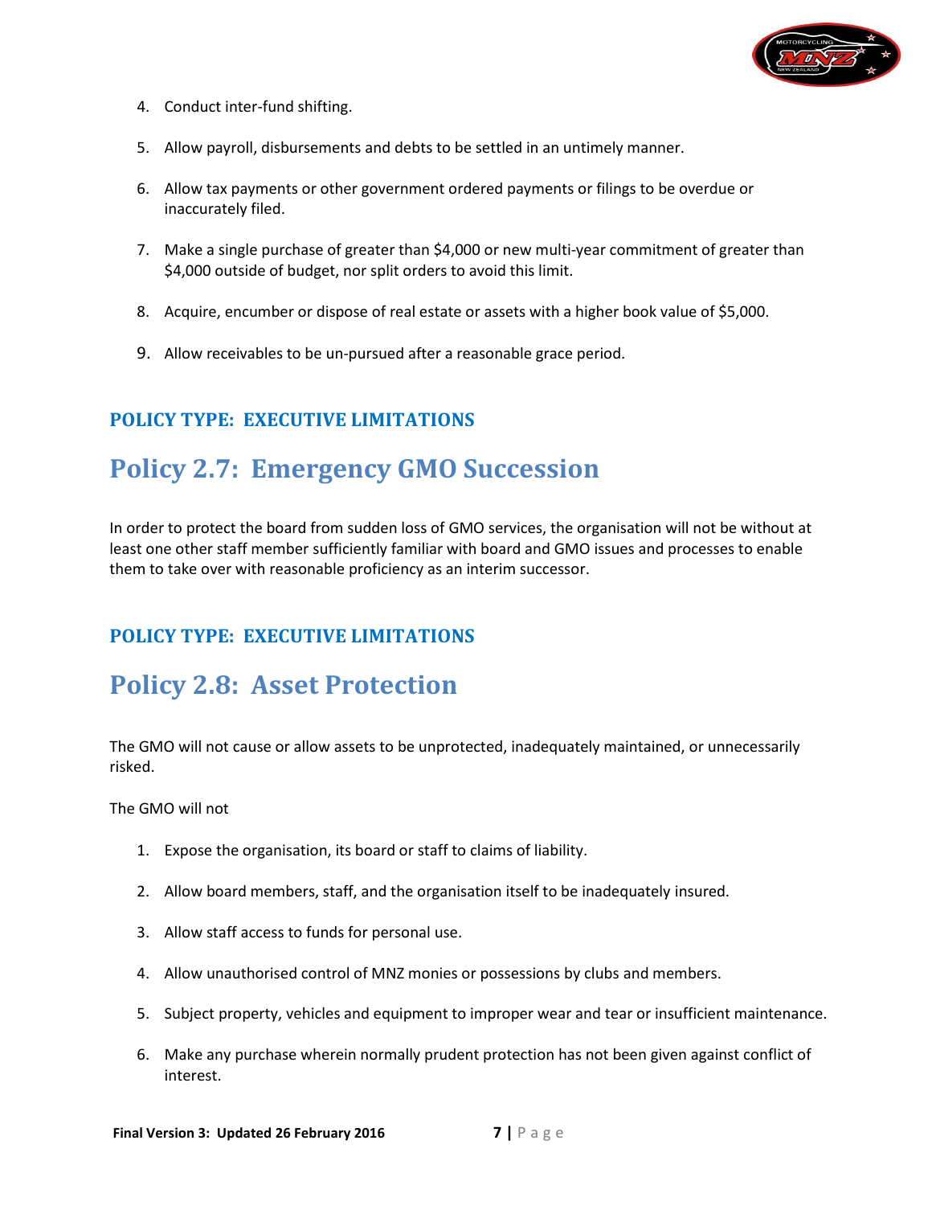4. Conduct inter-fund shifting.

5. Allow payroll, disbursements and debts to be settled in an untimely manner.

6. Allow tax payments or other government ordered payments or filings to be overdue or inaccurately filed.

7. Make a single purchase of greater than $4,000 or new multi-year commitment of greater than $4,000 outside of budget, nor split orders to avoid this limit.

8. Acquire, encumber or dispose of real estate or assets with a higher book value of $5,000.

9. Allow receivables to be un-pursued after a reasonable grace period.

### POLICY TYPE: EXECUTIVE LIMITATIONS

## Policy 2.7: Emergency GMO Succession

In order to protect the board from sudden loss of GMO services, the organisation will not be without at least one other staff member sufficiently familiar with board and GMO issues and processes to enable them to take over with reasonable proficiency as an interim successor.

### POLICY TYPE: EXECUTIVE LIMITATIONS

## Policy 2.8: Asset Protection

The GMO will not cause or allow assets to be unprotected, inadequately maintained, or unnecessarily risked.

The GMO will not

1. Expose the organisation, its board or staff to claims of liability.

2. Allow board members, staff, and the organisation itself to be inadequately insured.

3. Allow staff access to funds for personal use.

4. Allow unauthorised control of MNZ monies or possessions by clubs and members.

5. Subject property, vehicles and equipment to improper wear and tear or insufficient maintenance.

6. Make any purchase wherein normally prudent protection has not been given against conflict of interest.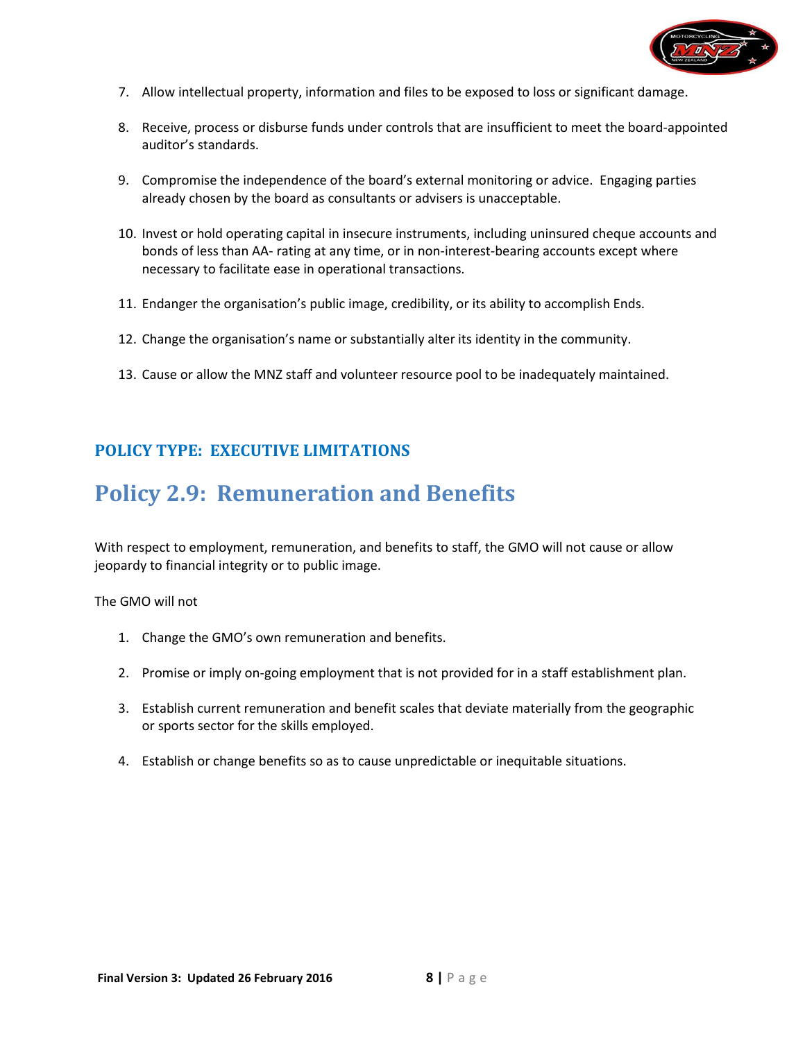7. Allow intellectual property, information and files to be exposed to loss or significant damage.

8. Receive, process or disburse funds under controls that are insufficient to meet the board-appointed auditor's standards.

9. Compromise the independence of the board's external monitoring or advice. Engaging parties already chosen by the board as consultants or advisers is unacceptable.

10. Invest or hold operating capital in insecure instruments, including uninsured cheque accounts and bonds of less than AA- rating at any time, or in non-interest-bearing accounts except where necessary to facilitate ease in operational transactions.

11. Endanger the organisation's public image, credibility, or its ability to accomplish Ends.

12. Change the organisation's name or substantially alter its identity in the community.

13. Cause or allow the MNZ staff and volunteer resource pool to be inadequately maintained.

### POLICY TYPE: EXECUTIVE LIMITATIONS

## Policy 2.9: Remuneration and Benefits

With respect to employment, remuneration, and benefits to staff, the GMO will not cause or allow jeopardy to financial integrity or to public image.

The GMO will not

1. Change the GMO's own remuneration and benefits.

2. Promise or imply on-going employment that is not provided for in a staff establishment plan.

3. Establish current remuneration and benefit scales that deviate materially from the geographic or sports sector for the skills employed.

4. Establish or change benefits so as to cause unpredictable or inequitable situations.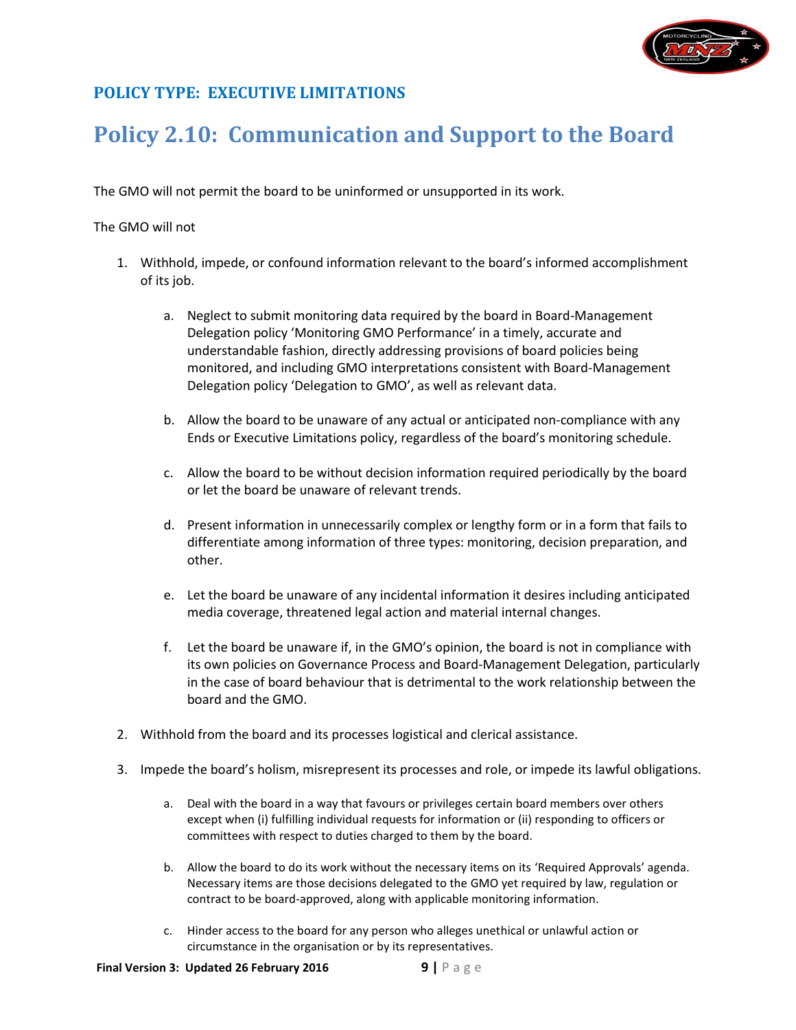### POLICY TYPE: EXECUTIVE LIMITATIONS

## Policy 2.10: Communication and Support to the Board

The GMO will not permit the board to be uninformed or unsupported in its work.

The GMO will not

1. Withhold, impede, or confound information relevant to the board's informed accomplishment of its job.

    a. Neglect to submit monitoring data required by the board in Board-Management Delegation policy 'Monitoring GMO Performance' in a timely, accurate and understandable fashion, directly addressing provisions of board policies being monitored, and including GMO interpretations consistent with Board-Management Delegation policy 'Delegation to GMO', as well as relevant data.

    b. Allow the board to be unaware of any actual or anticipated non-compliance with any Ends or Executive Limitations policy, regardless of the board's monitoring schedule.

    c. Allow the board to be without decision information required periodically by the board or let the board be unaware of relevant trends.

    d. Present information in unnecessarily complex or lengthy form or in a form that fails to differentiate among information of three types: monitoring, decision preparation, and other.

    e. Let the board be unaware of any incidental information it desires including anticipated media coverage, threatened legal action and material internal changes.

    f. Let the board be unaware if, in the GMO's opinion, the board is not in compliance with its own policies on Governance Process and Board-Management Delegation, particularly in the case of board behaviour that is detrimental to the work relationship between the board and the GMO.

2. Withhold from the board and its processes logistical and clerical assistance.

3. Impede the board's holism, misrepresent its processes and role, or impede its lawful obligations.

    a. Deal with the board in a way that favours or privileges certain board members over others except when (i) fulfilling individual requests for information or (ii) responding to officers or committees with respect to duties charged to them by the board.

    b. Allow the board to do its work without the necessary items on its 'Required Approvals' agenda. Necessary items are those decisions delegated to the GMO yet required by law, regulation or contract to be board-approved, along with applicable monitoring information.

    c. Hinder access to the board for any person who alleges unethical or unlawful action or circumstance in the organisation or by its representatives.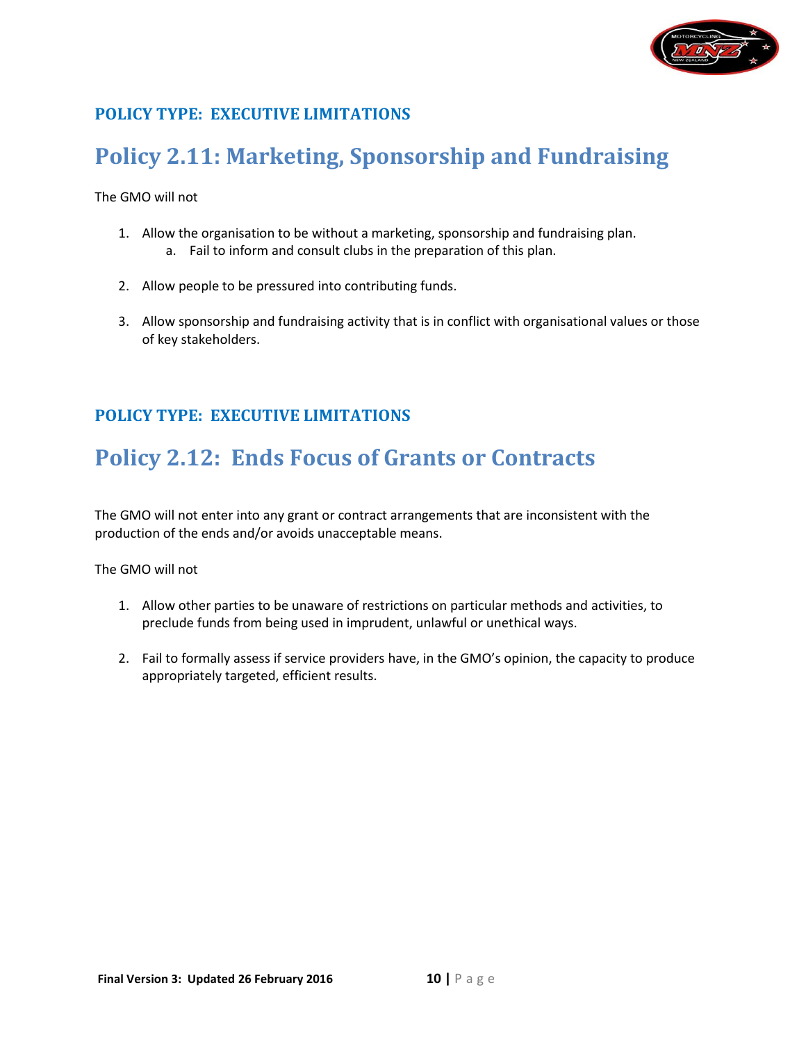**POLICY TYPE: EXECUTIVE LIMITATIONS**

# Policy 2.11: Marketing, Sponsorship and Fundraising

The GMO will not

1. Allow the organisation to be without a marketing, sponsorship and fundraising plan.
    a. Fail to inform and consult clubs in the preparation of this plan.

2. Allow people to be pressured into contributing funds.

3. Allow sponsorship and fundraising activity that is in conflict with organisational values or those of key stakeholders.

**POLICY TYPE: EXECUTIVE LIMITATIONS**

# Policy 2.12: Ends Focus of Grants or Contracts

The GMO will not enter into any grant or contract arrangements that are inconsistent with the production of the ends and/or avoids unacceptable means.

The GMO will not

1. Allow other parties to be unaware of restrictions on particular methods and activities, to preclude funds from being used in imprudent, unlawful or unethical ways.

2. Fail to formally assess if service providers have, in the GMO's opinion, the capacity to produce appropriately targeted, efficient results.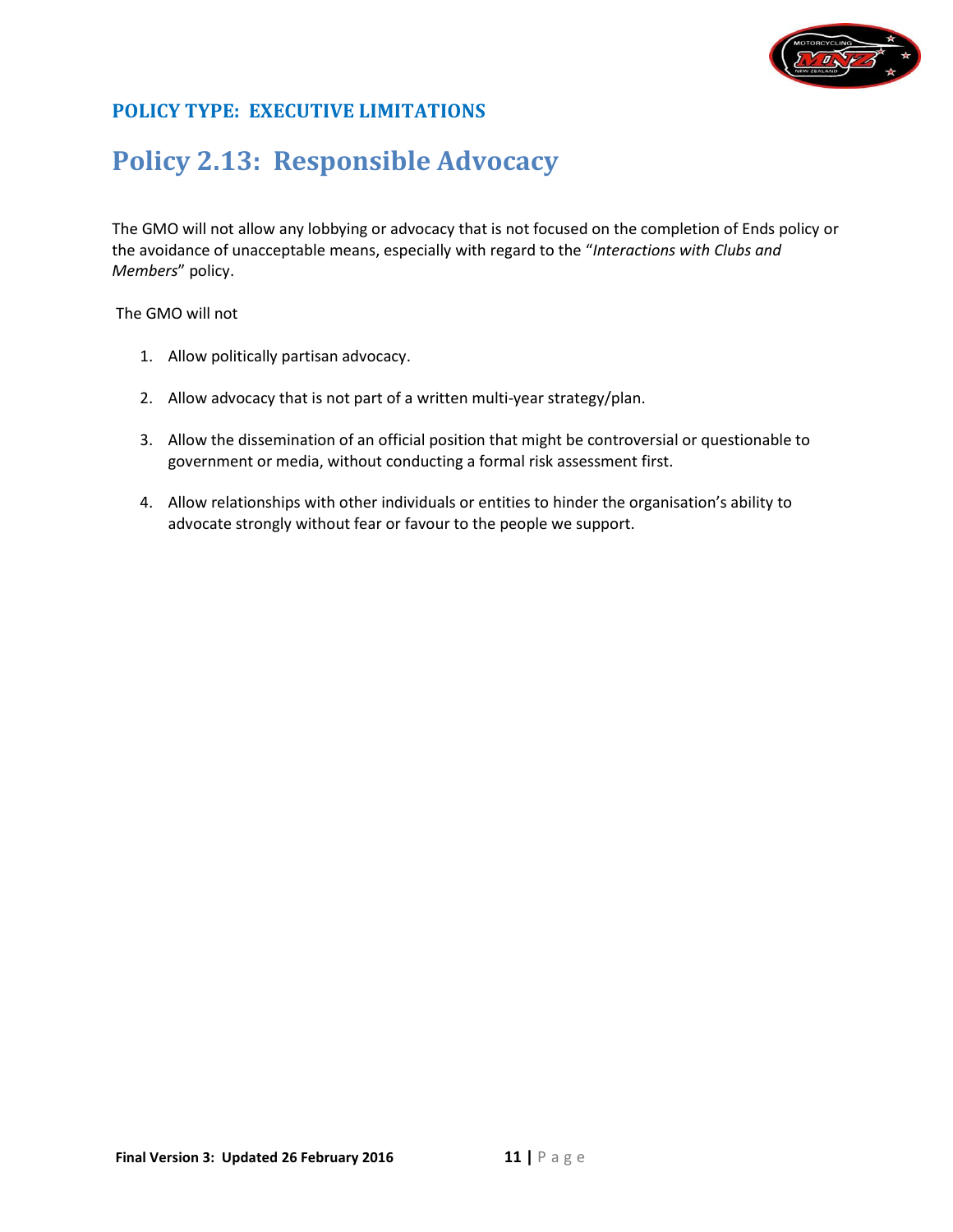## POLICY TYPE: EXECUTIVE LIMITATIONS

# Policy 2.13: Responsible Advocacy

The GMO will not allow any lobbying or advocacy that is not focused on the completion of Ends policy or the avoidance of unacceptable means, especially with regard to the "*Interactions with Clubs and Members*" policy.

The GMO will not

1. Allow politically partisan advocacy.
2. Allow advocacy that is not part of a written multi-year strategy/plan.
3. Allow the dissemination of an official position that might be controversial or questionable to government or media, without conducting a formal risk assessment first.
4. Allow relationships with other individuals or entities to hinder the organisation's ability to advocate strongly without fear or favour to the people we support.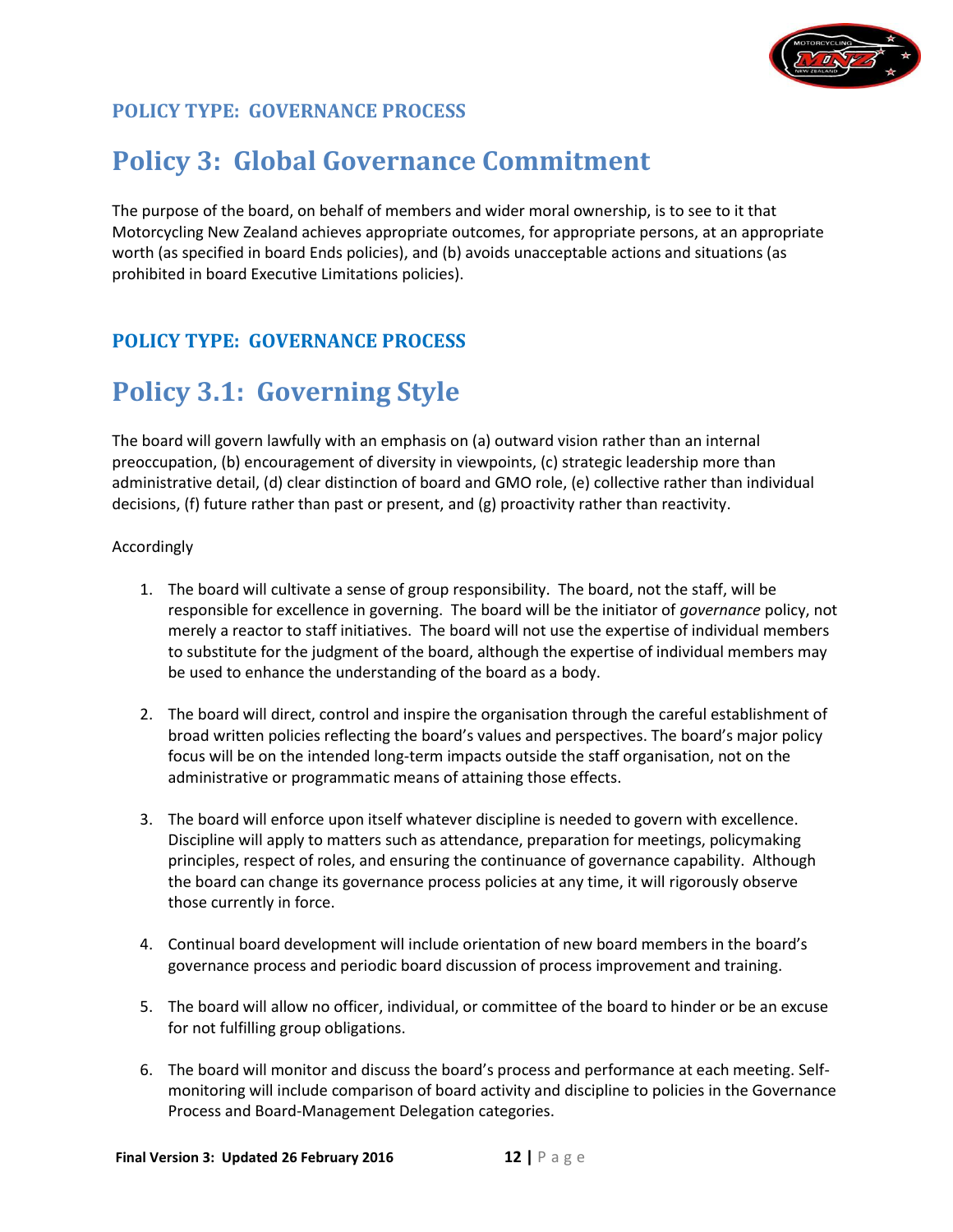### POLICY TYPE: GOVERNANCE PROCESS

# Policy 3: Global Governance Commitment

The purpose of the board, on behalf of members and wider moral ownership, is to see to it that Motorcycling New Zealand achieves appropriate outcomes, for appropriate persons, at an appropriate worth (as specified in board Ends policies), and (b) avoids unacceptable actions and situations (as prohibited in board Executive Limitations policies).

### POLICY TYPE: GOVERNANCE PROCESS

# Policy 3.1: Governing Style

The board will govern lawfully with an emphasis on (a) outward vision rather than an internal preoccupation, (b) encouragement of diversity in viewpoints, (c) strategic leadership more than administrative detail, (d) clear distinction of board and GMO role, (e) collective rather than individual decisions, (f) future rather than past or present, and (g) proactivity rather than reactivity.

Accordingly

1. The board will cultivate a sense of group responsibility. The board, not the staff, will be responsible for excellence in governing. The board will be the initiator of *governance* policy, not merely a reactor to staff initiatives. The board will not use the expertise of individual members to substitute for the judgment of the board, although the expertise of individual members may be used to enhance the understanding of the board as a body.

2. The board will direct, control and inspire the organisation through the careful establishment of broad written policies reflecting the board's values and perspectives. The board's major policy focus will be on the intended long-term impacts outside the staff organisation, not on the administrative or programmatic means of attaining those effects.

3. The board will enforce upon itself whatever discipline is needed to govern with excellence. Discipline will apply to matters such as attendance, preparation for meetings, policymaking principles, respect of roles, and ensuring the continuance of governance capability. Although the board can change its governance process policies at any time, it will rigorously observe those currently in force.

4. Continual board development will include orientation of new board members in the board's governance process and periodic board discussion of process improvement and training.

5. The board will allow no officer, individual, or committee of the board to hinder or be an excuse for not fulfilling group obligations.

6. The board will monitor and discuss the board's process and performance at each meeting. Self-monitoring will include comparison of board activity and discipline to policies in the Governance Process and Board-Management Delegation categories.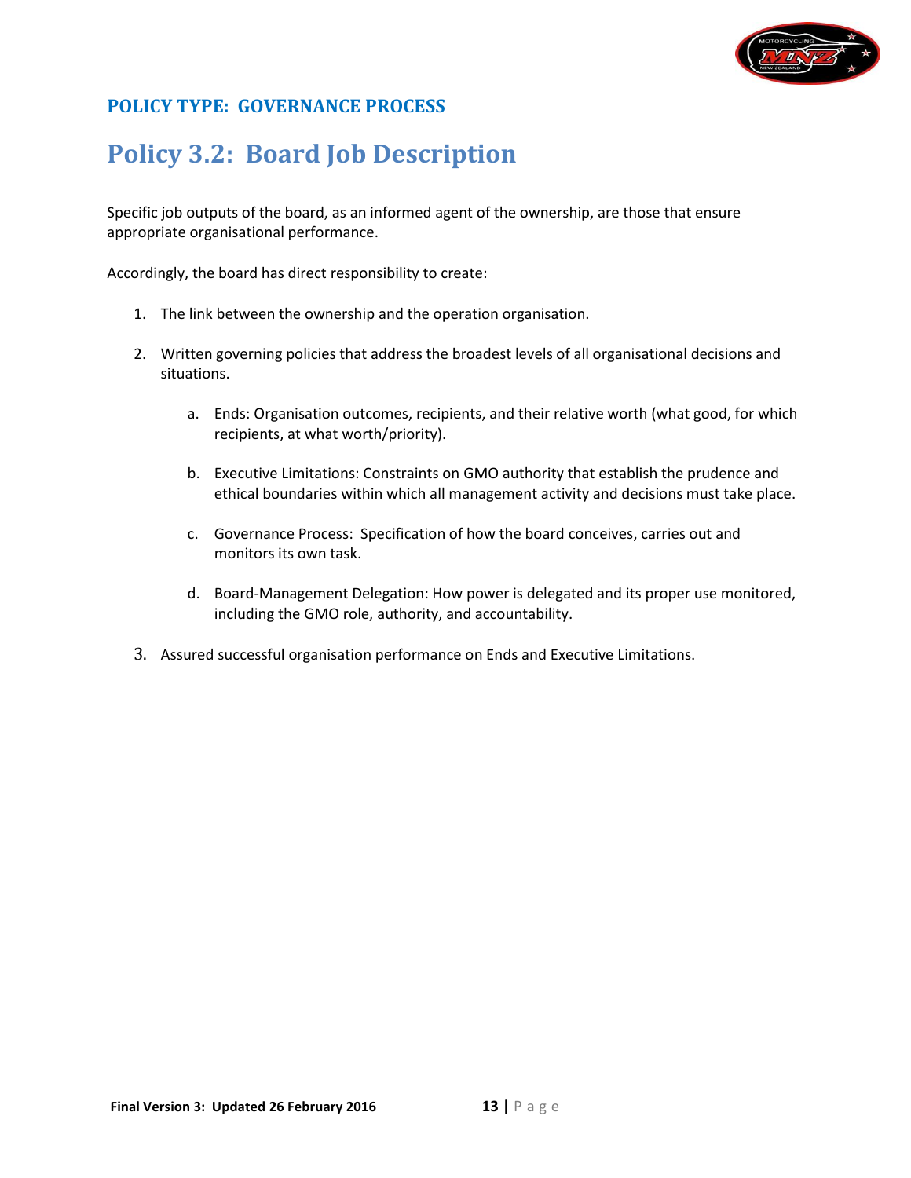## POLICY TYPE: GOVERNANCE PROCESS

# Policy 3.2: Board Job Description

Specific job outputs of the board, as an informed agent of the ownership, are those that ensure appropriate organisational performance.

Accordingly, the board has direct responsibility to create:

1. The link between the ownership and the operation organisation.

2. Written governing policies that address the broadest levels of all organisational decisions and situations.

   a. Ends: Organisation outcomes, recipients, and their relative worth (what good, for which recipients, at what worth/priority).

   b. Executive Limitations: Constraints on GMO authority that establish the prudence and ethical boundaries within which all management activity and decisions must take place.

   c. Governance Process: Specification of how the board conceives, carries out and monitors its own task.

   d. Board-Management Delegation: How power is delegated and its proper use monitored, including the GMO role, authority, and accountability.

3. Assured successful organisation performance on Ends and Executive Limitations.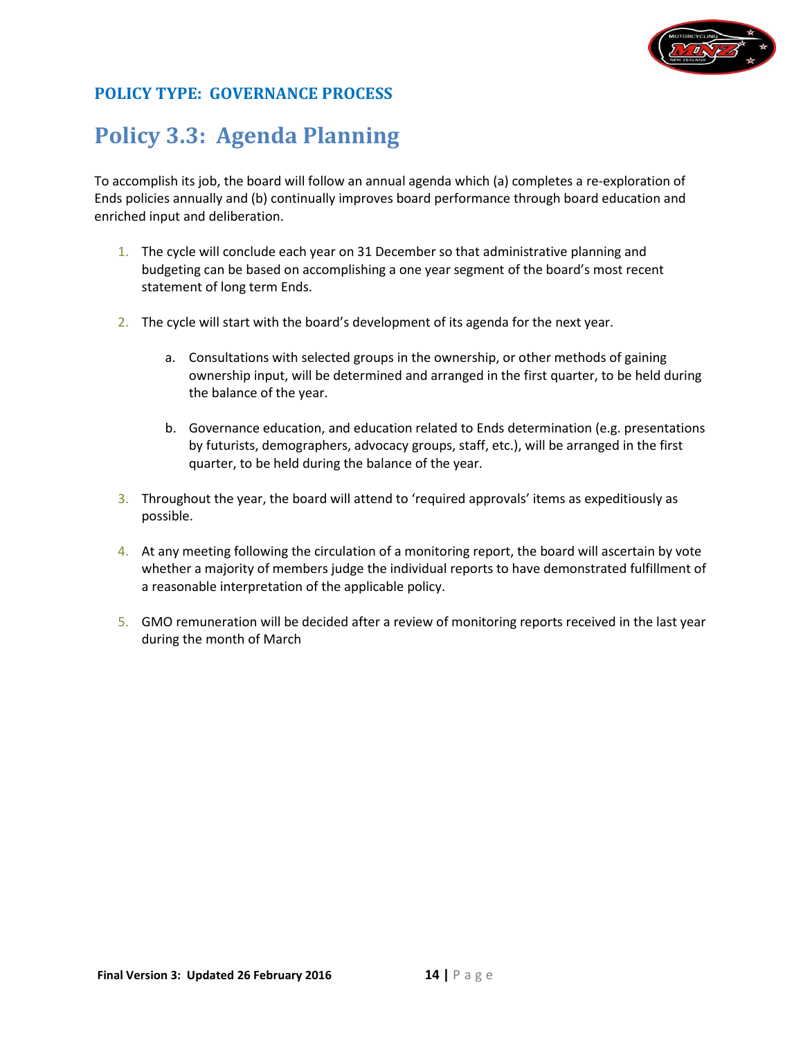## POLICY TYPE: GOVERNANCE PROCESS

# Policy 3.3: Agenda Planning

To accomplish its job, the board will follow an annual agenda which (a) completes a re-exploration of Ends policies annually and (b) continually improves board performance through board education and enriched input and deliberation.

1. The cycle will conclude each year on 31 December so that administrative planning and budgeting can be based on accomplishing a one year segment of the board's most recent statement of long term Ends.

2. The cycle will start with the board's development of its agenda for the next year.

   a. Consultations with selected groups in the ownership, or other methods of gaining ownership input, will be determined and arranged in the first quarter, to be held during the balance of the year.

   b. Governance education, and education related to Ends determination (e.g. presentations by futurists, demographers, advocacy groups, staff, etc.), will be arranged in the first quarter, to be held during the balance of the year.

3. Throughout the year, the board will attend to 'required approvals' items as expeditiously as possible.

4. At any meeting following the circulation of a monitoring report, the board will ascertain by vote whether a majority of members judge the individual reports to have demonstrated fulfillment of a reasonable interpretation of the applicable policy.

5. GMO remuneration will be decided after a review of monitoring reports received in the last year during the month of March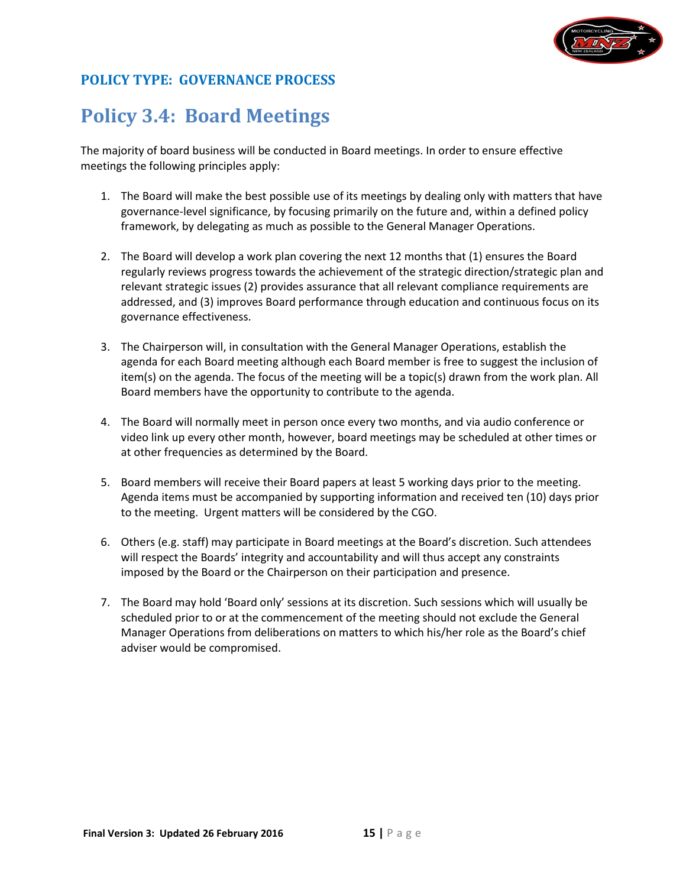**POLICY TYPE: GOVERNANCE PROCESS**

# Policy 3.4: Board Meetings

The majority of board business will be conducted in Board meetings. In order to ensure effective meetings the following principles apply:

1. The Board will make the best possible use of its meetings by dealing only with matters that have governance-level significance, by focusing primarily on the future and, within a defined policy framework, by delegating as much as possible to the General Manager Operations.

2. The Board will develop a work plan covering the next 12 months that (1) ensures the Board regularly reviews progress towards the achievement of the strategic direction/strategic plan and relevant strategic issues (2) provides assurance that all relevant compliance requirements are addressed, and (3) improves Board performance through education and continuous focus on its governance effectiveness.

3. The Chairperson will, in consultation with the General Manager Operations, establish the agenda for each Board meeting although each Board member is free to suggest the inclusion of item(s) on the agenda. The focus of the meeting will be a topic(s) drawn from the work plan. All Board members have the opportunity to contribute to the agenda.

4. The Board will normally meet in person once every two months, and via audio conference or video link up every other month, however, board meetings may be scheduled at other times or at other frequencies as determined by the Board.

5. Board members will receive their Board papers at least 5 working days prior to the meeting. Agenda items must be accompanied by supporting information and received ten (10) days prior to the meeting. Urgent matters will be considered by the CGO.

6. Others (e.g. staff) may participate in Board meetings at the Board's discretion. Such attendees will respect the Boards' integrity and accountability and will thus accept any constraints imposed by the Board or the Chairperson on their participation and presence.

7. The Board may hold 'Board only' sessions at its discretion. Such sessions which will usually be scheduled prior to or at the commencement of the meeting should not exclude the General Manager Operations from deliberations on matters to which his/her role as the Board's chief adviser would be compromised.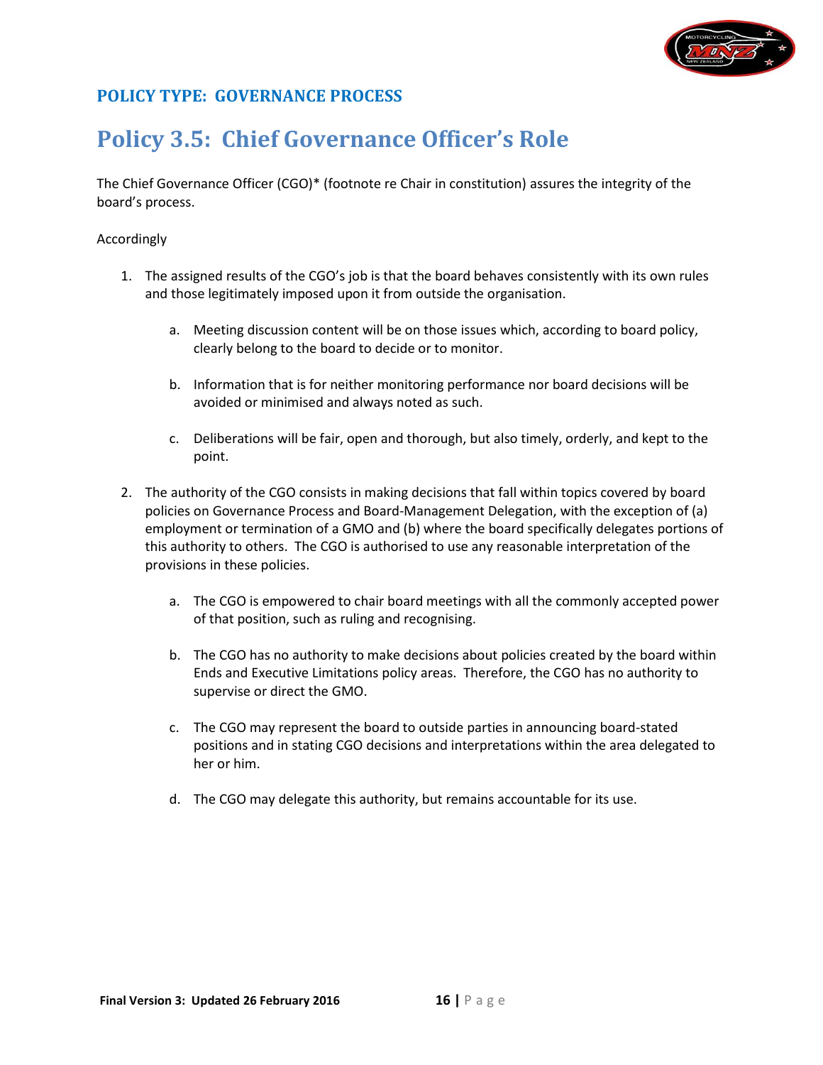## POLICY TYPE: GOVERNANCE PROCESS

# Policy 3.5: Chief Governance Officer's Role

The Chief Governance Officer (CGO)* (footnote re Chair in constitution) assures the integrity of the board's process.

Accordingly

1. The assigned results of the CGO's job is that the board behaves consistently with its own rules and those legitimately imposed upon it from outside the organisation.

   a. Meeting discussion content will be on those issues which, according to board policy, clearly belong to the board to decide or to monitor.

   b. Information that is for neither monitoring performance nor board decisions will be avoided or minimised and always noted as such.

   c. Deliberations will be fair, open and thorough, but also timely, orderly, and kept to the point.

2. The authority of the CGO consists in making decisions that fall within topics covered by board policies on Governance Process and Board-Management Delegation, with the exception of (a) employment or termination of a GMO and (b) where the board specifically delegates portions of this authority to others. The CGO is authorised to use any reasonable interpretation of the provisions in these policies.

   a. The CGO is empowered to chair board meetings with all the commonly accepted power of that position, such as ruling and recognising.

   b. The CGO has no authority to make decisions about policies created by the board within Ends and Executive Limitations policy areas. Therefore, the CGO has no authority to supervise or direct the GMO.

   c. The CGO may represent the board to outside parties in announcing board-stated positions and in stating CGO decisions and interpretations within the area delegated to her or him.

   d. The CGO may delegate this authority, but remains accountable for its use.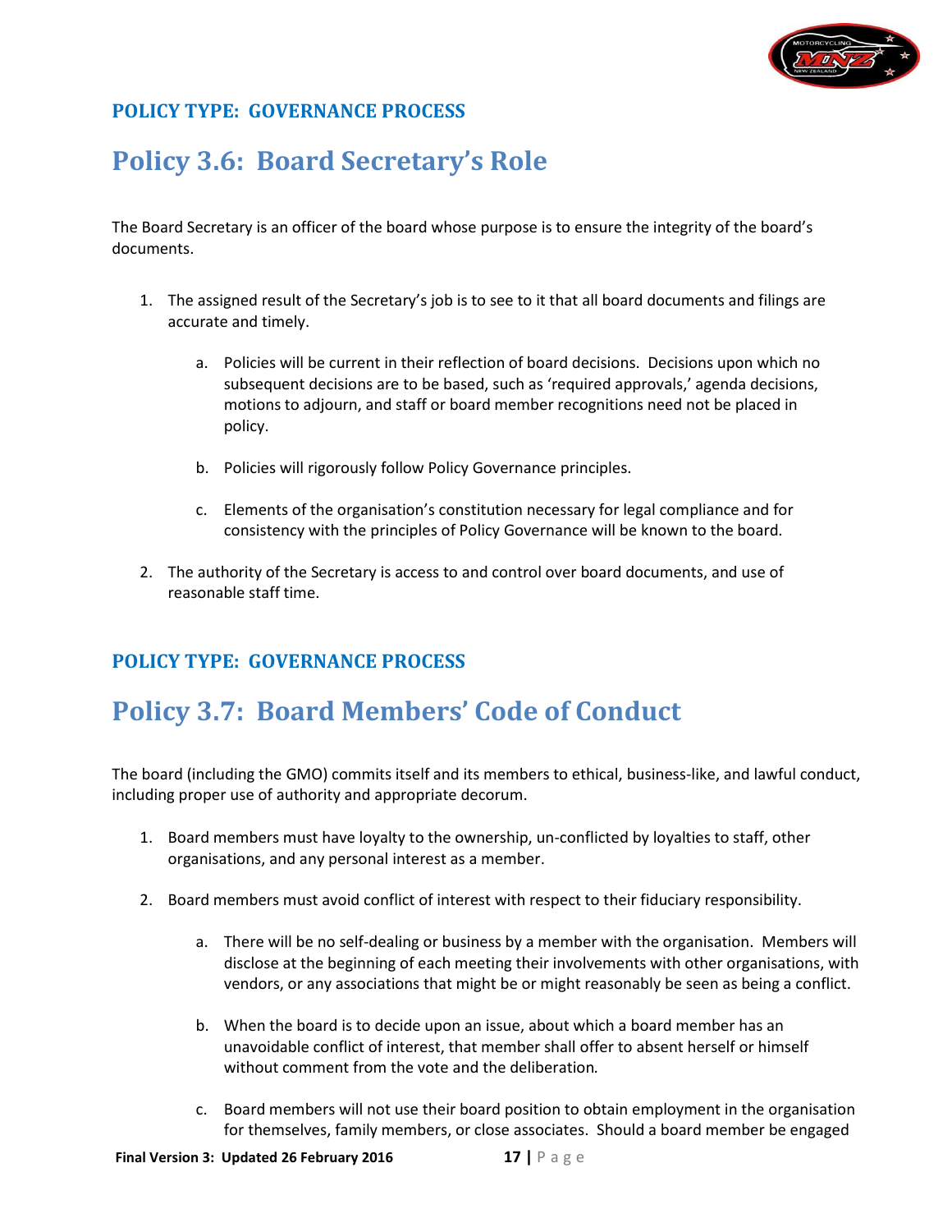### POLICY TYPE: GOVERNANCE PROCESS

## Policy 3.6: Board Secretary's Role

The Board Secretary is an officer of the board whose purpose is to ensure the integrity of the board's documents.

1. The assigned result of the Secretary's job is to see to it that all board documents and filings are accurate and timely.

    a. Policies will be current in their reflection of board decisions. Decisions upon which no subsequent decisions are to be based, such as 'required approvals,' agenda decisions, motions to adjourn, and staff or board member recognitions need not be placed in policy.

    b. Policies will rigorously follow Policy Governance principles.

    c. Elements of the organisation's constitution necessary for legal compliance and for consistency with the principles of Policy Governance will be known to the board.

2. The authority of the Secretary is access to and control over board documents, and use of reasonable staff time.

### POLICY TYPE: GOVERNANCE PROCESS

## Policy 3.7: Board Members' Code of Conduct

The board (including the GMO) commits itself and its members to ethical, business-like, and lawful conduct, including proper use of authority and appropriate decorum.

1. Board members must have loyalty to the ownership, un-conflicted by loyalties to staff, other organisations, and any personal interest as a member.

2. Board members must avoid conflict of interest with respect to their fiduciary responsibility.

    a. There will be no self-dealing or business by a member with the organisation. Members will disclose at the beginning of each meeting their involvements with other organisations, with vendors, or any associations that might be or might reasonably be seen as being a conflict.

    b. When the board is to decide upon an issue, about which a board member has an unavoidable conflict of interest, that member shall offer to absent herself or himself without comment from the vote and the deliberation.

    c. Board members will not use their board position to obtain employment in the organisation for themselves, family members, or close associates. Should a board member be engaged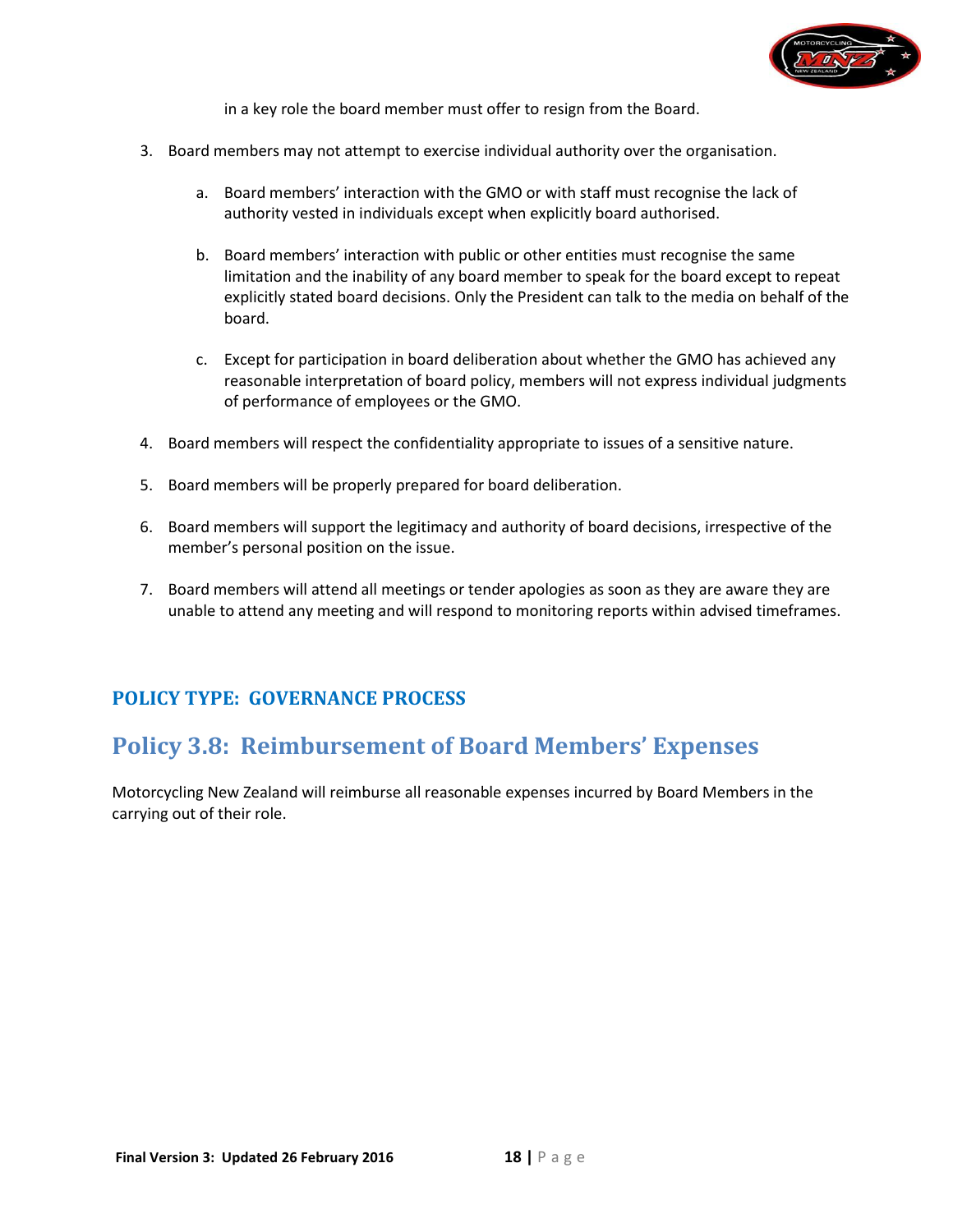in a key role the board member must offer to resign from the Board.

3. Board members may not attempt to exercise individual authority over the organisation.

    a. Board members' interaction with the GMO or with staff must recognise the lack of authority vested in individuals except when explicitly board authorised.

    b. Board members' interaction with public or other entities must recognise the same limitation and the inability of any board member to speak for the board except to repeat explicitly stated board decisions. Only the President can talk to the media on behalf of the board.

    c. Except for participation in board deliberation about whether the GMO has achieved any reasonable interpretation of board policy, members will not express individual judgments of performance of employees or the GMO.

4. Board members will respect the confidentiality appropriate to issues of a sensitive nature.

5. Board members will be properly prepared for board deliberation.

6. Board members will support the legitimacy and authority of board decisions, irrespective of the member's personal position on the issue.

7. Board members will attend all meetings or tender apologies as soon as they are aware they are unable to attend any meeting and will respond to monitoring reports within advised timeframes.

### POLICY TYPE: GOVERNANCE PROCESS

## Policy 3.8: Reimbursement of Board Members' Expenses

Motorcycling New Zealand will reimburse all reasonable expenses incurred by Board Members in the carrying out of their role.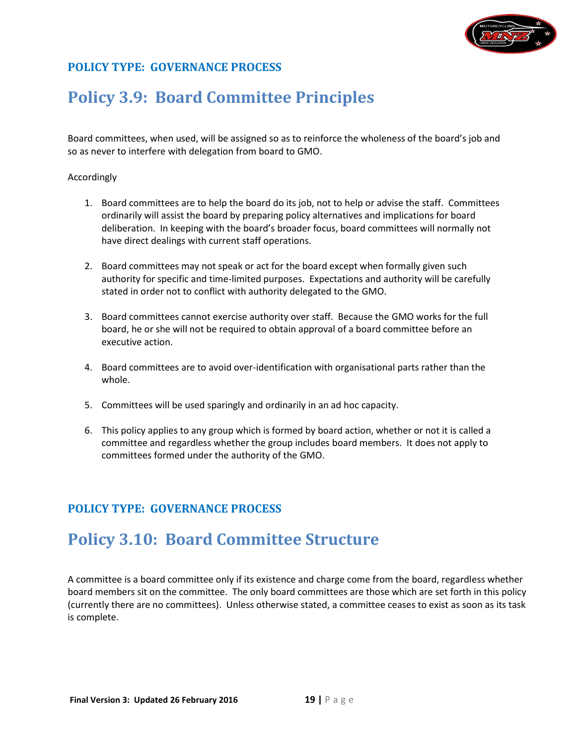**POLICY TYPE: GOVERNANCE PROCESS**

# Policy 3.9: Board Committee Principles

Board committees, when used, will be assigned so as to reinforce the wholeness of the board's job and so as never to interfere with delegation from board to GMO.

Accordingly

1. Board committees are to help the board do its job, not to help or advise the staff. Committees ordinarily will assist the board by preparing policy alternatives and implications for board deliberation. In keeping with the board's broader focus, board committees will normally not have direct dealings with current staff operations.

2. Board committees may not speak or act for the board except when formally given such authority for specific and time-limited purposes. Expectations and authority will be carefully stated in order not to conflict with authority delegated to the GMO.

3. Board committees cannot exercise authority over staff. Because the GMO works for the full board, he or she will not be required to obtain approval of a board committee before an executive action.

4. Board committees are to avoid over-identification with organisational parts rather than the whole.

5. Committees will be used sparingly and ordinarily in an ad hoc capacity.

6. This policy applies to any group which is formed by board action, whether or not it is called a committee and regardless whether the group includes board members. It does not apply to committees formed under the authority of the GMO.

**POLICY TYPE: GOVERNANCE PROCESS**

# Policy 3.10: Board Committee Structure

A committee is a board committee only if its existence and charge come from the board, regardless whether board members sit on the committee. The only board committees are those which are set forth in this policy (currently there are no committees). Unless otherwise stated, a committee ceases to exist as soon as its task is complete.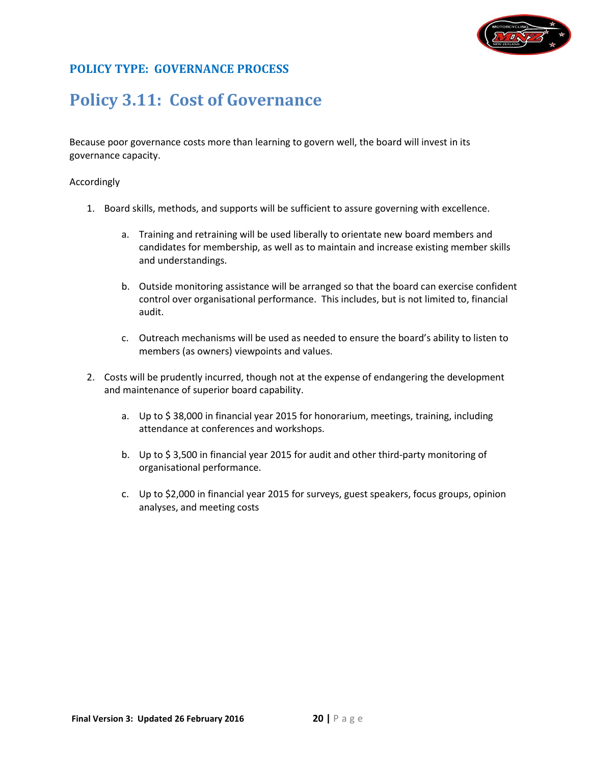## POLICY TYPE: GOVERNANCE PROCESS

# Policy 3.11: Cost of Governance

Because poor governance costs more than learning to govern well, the board will invest in its governance capacity.

Accordingly

1. Board skills, methods, and supports will be sufficient to assure governing with excellence.

   a. Training and retraining will be used liberally to orientate new board members and candidates for membership, as well as to maintain and increase existing member skills and understandings.

   b. Outside monitoring assistance will be arranged so that the board can exercise confident control over organisational performance. This includes, but is not limited to, financial audit.

   c. Outreach mechanisms will be used as needed to ensure the board's ability to listen to members (as owners) viewpoints and values.

2. Costs will be prudently incurred, though not at the expense of endangering the development and maintenance of superior board capability.

   a. Up to $ 38,000 in financial year 2015 for honorarium, meetings, training, including attendance at conferences and workshops.

   b. Up to $ 3,500 in financial year 2015 for audit and other third-party monitoring of organisational performance.

   c. Up to $2,000 in financial year 2015 for surveys, guest speakers, focus groups, opinion analyses, and meeting costs

Final Version 3: Updated 26 February 2016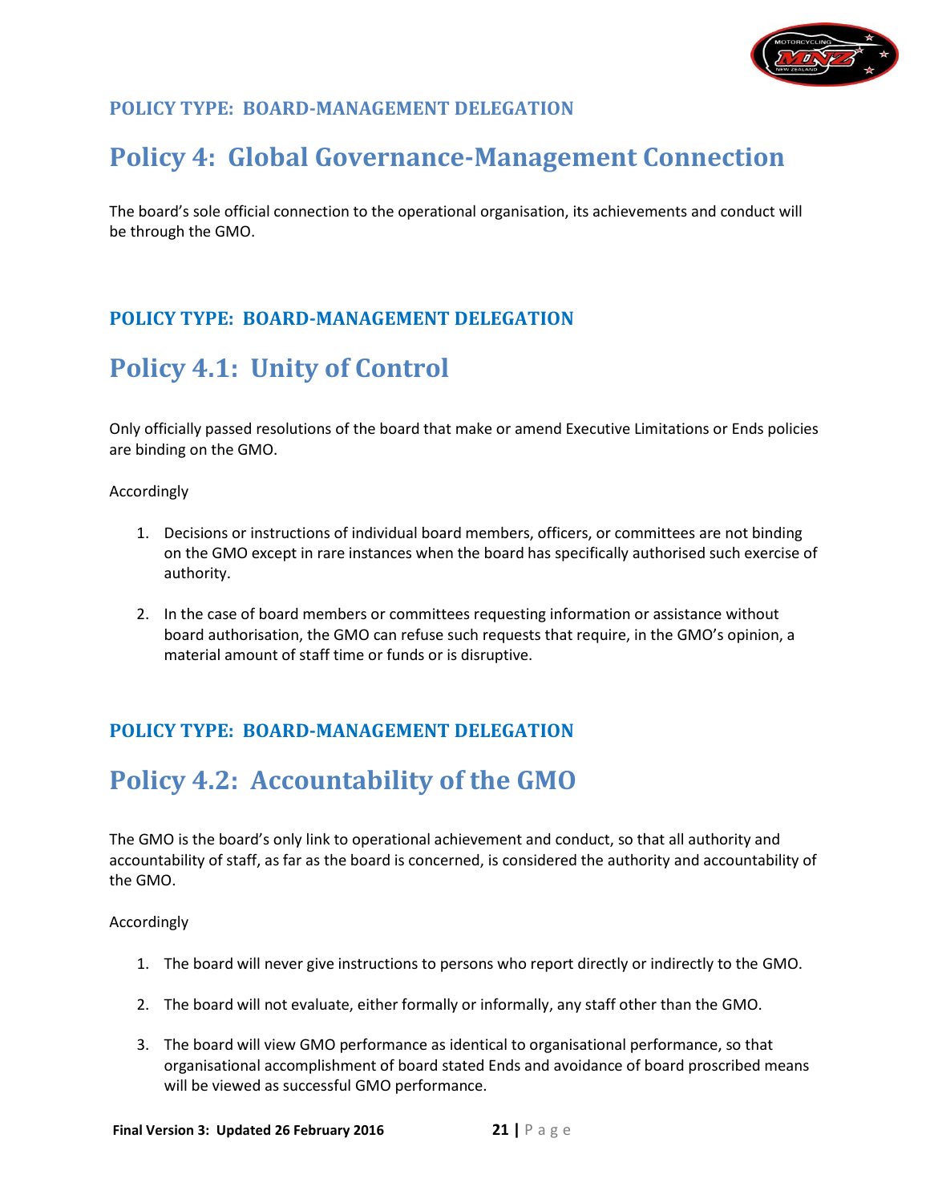**POLICY TYPE: BOARD-MANAGEMENT DELEGATION**

# Policy 4: Global Governance-Management Connection

The board's sole official connection to the operational organisation, its achievements and conduct will be through the GMO.

**POLICY TYPE: BOARD-MANAGEMENT DELEGATION**

# Policy 4.1: Unity of Control

Only officially passed resolutions of the board that make or amend Executive Limitations or Ends policies are binding on the GMO.

Accordingly

1. Decisions or instructions of individual board members, officers, or committees are not binding on the GMO except in rare instances when the board has specifically authorised such exercise of authority.

2. In the case of board members or committees requesting information or assistance without board authorisation, the GMO can refuse such requests that require, in the GMO's opinion, a material amount of staff time or funds or is disruptive.

**POLICY TYPE: BOARD-MANAGEMENT DELEGATION**

# Policy 4.2: Accountability of the GMO

The GMO is the board's only link to operational achievement and conduct, so that all authority and accountability of staff, as far as the board is concerned, is considered the authority and accountability of the GMO.

Accordingly

1. The board will never give instructions to persons who report directly or indirectly to the GMO.

2. The board will not evaluate, either formally or informally, any staff other than the GMO.

3. The board will view GMO performance as identical to organisational performance, so that organisational accomplishment of board stated Ends and avoidance of board proscribed means will be viewed as successful GMO performance.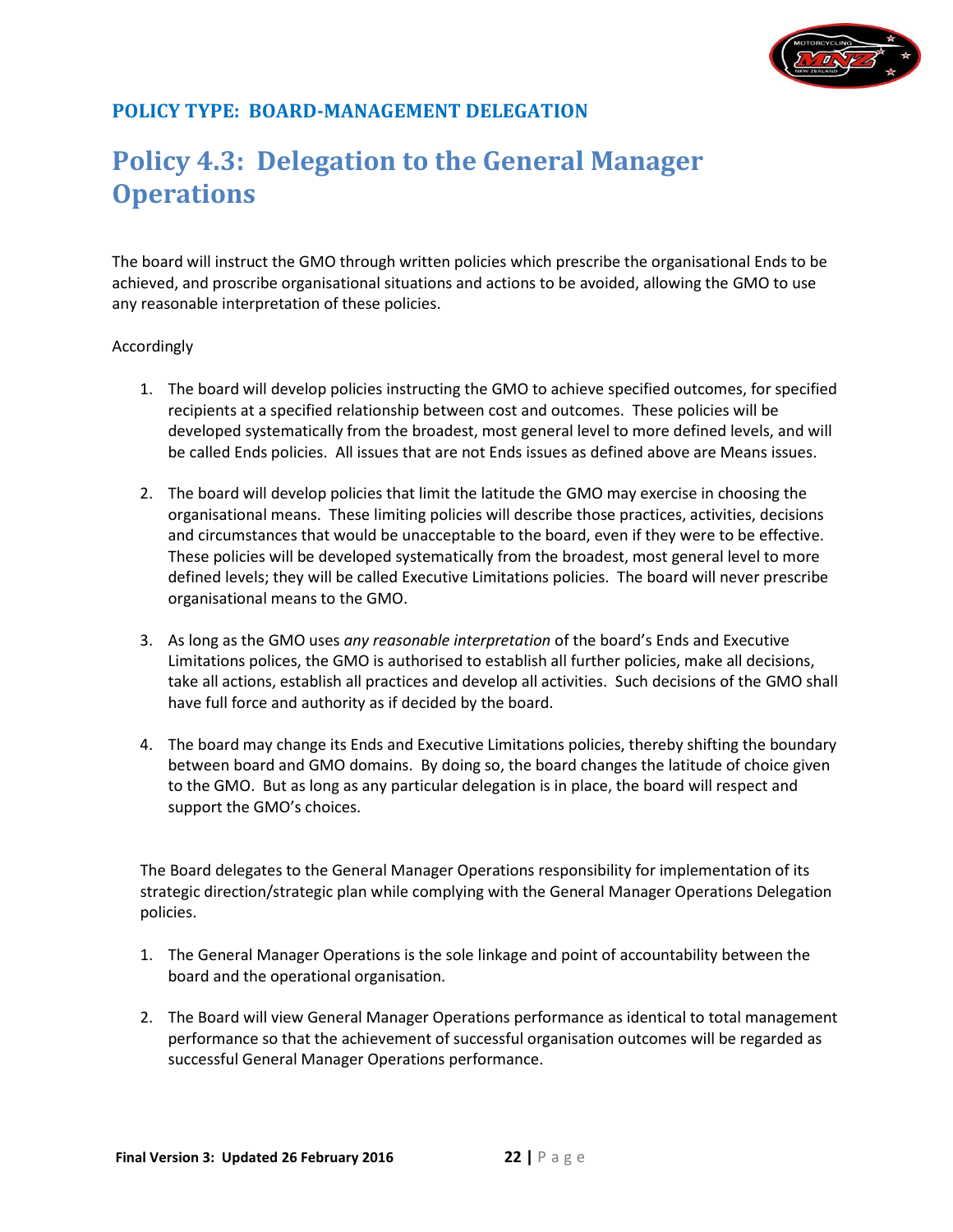## POLICY TYPE: BOARD-MANAGEMENT DELEGATION

# Policy 4.3: Delegation to the General Manager Operations

The board will instruct the GMO through written policies which prescribe the organisational Ends to be achieved, and proscribe organisational situations and actions to be avoided, allowing the GMO to use any reasonable interpretation of these policies.

Accordingly

1. The board will develop policies instructing the GMO to achieve specified outcomes, for specified recipients at a specified relationship between cost and outcomes. These policies will be developed systematically from the broadest, most general level to more defined levels, and will be called Ends policies. All issues that are not Ends issues as defined above are Means issues.

2. The board will develop policies that limit the latitude the GMO may exercise in choosing the organisational means. These limiting policies will describe those practices, activities, decisions and circumstances that would be unacceptable to the board, even if they were to be effective. These policies will be developed systematically from the broadest, most general level to more defined levels; they will be called Executive Limitations policies. The board will never prescribe organisational means to the GMO.

3. As long as the GMO uses *any reasonable interpretation* of the board's Ends and Executive Limitations polices, the GMO is authorised to establish all further policies, make all decisions, take all actions, establish all practices and develop all activities. Such decisions of the GMO shall have full force and authority as if decided by the board.

4. The board may change its Ends and Executive Limitations policies, thereby shifting the boundary between board and GMO domains. By doing so, the board changes the latitude of choice given to the GMO. But as long as any particular delegation is in place, the board will respect and support the GMO's choices.

The Board delegates to the General Manager Operations responsibility for implementation of its strategic direction/strategic plan while complying with the General Manager Operations Delegation policies.

1. The General Manager Operations is the sole linkage and point of accountability between the board and the operational organisation.

2. The Board will view General Manager Operations performance as identical to total management performance so that the achievement of successful organisation outcomes will be regarded as successful General Manager Operations performance.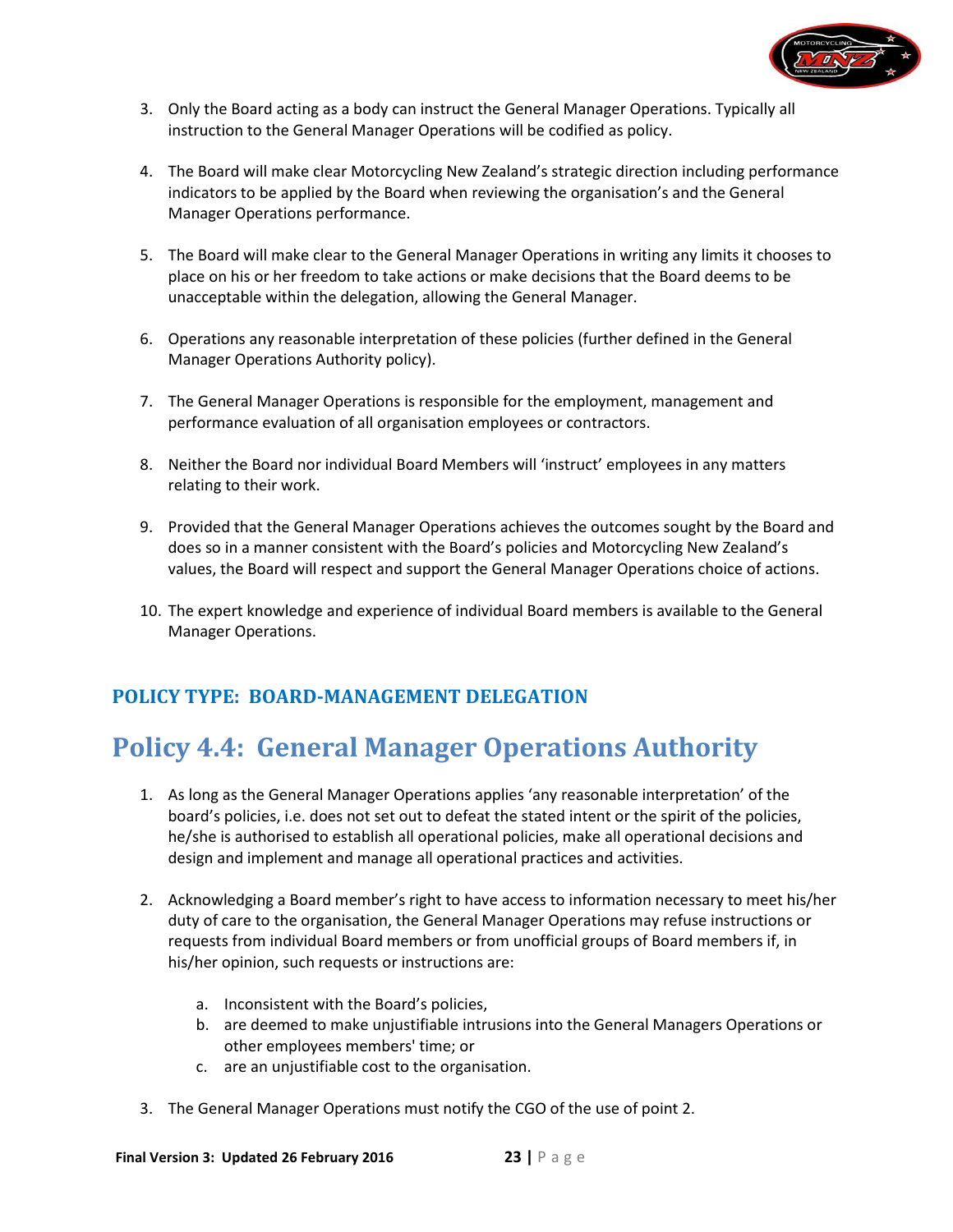3. Only the Board acting as a body can instruct the General Manager Operations. Typically all instruction to the General Manager Operations will be codified as policy.

4. The Board will make clear Motorcycling New Zealand's strategic direction including performance indicators to be applied by the Board when reviewing the organisation's and the General Manager Operations performance.

5. The Board will make clear to the General Manager Operations in writing any limits it chooses to place on his or her freedom to take actions or make decisions that the Board deems to be unacceptable within the delegation, allowing the General Manager.

6. Operations any reasonable interpretation of these policies (further defined in the General Manager Operations Authority policy).

7. The General Manager Operations is responsible for the employment, management and performance evaluation of all organisation employees or contractors.

8. Neither the Board nor individual Board Members will 'instruct' employees in any matters relating to their work.

9. Provided that the General Manager Operations achieves the outcomes sought by the Board and does so in a manner consistent with the Board's policies and Motorcycling New Zealand's values, the Board will respect and support the General Manager Operations choice of actions.

10. The expert knowledge and experience of individual Board members is available to the General Manager Operations.

### POLICY TYPE: BOARD-MANAGEMENT DELEGATION

## Policy 4.4: General Manager Operations Authority

1. As long as the General Manager Operations applies 'any reasonable interpretation' of the board's policies, i.e. does not set out to defeat the stated intent or the spirit of the policies, he/she is authorised to establish all operational policies, make all operational decisions and design and implement and manage all operational practices and activities.

2. Acknowledging a Board member's right to have access to information necessary to meet his/her duty of care to the organisation, the General Manager Operations may refuse instructions or requests from individual Board members or from unofficial groups of Board members if, in his/her opinion, such requests or instructions are:

    a. Inconsistent with the Board's policies,
    b. are deemed to make unjustifiable intrusions into the General Managers Operations or other employees members' time; or
    c. are an unjustifiable cost to the organisation.

3. The General Manager Operations must notify the CGO of the use of point 2.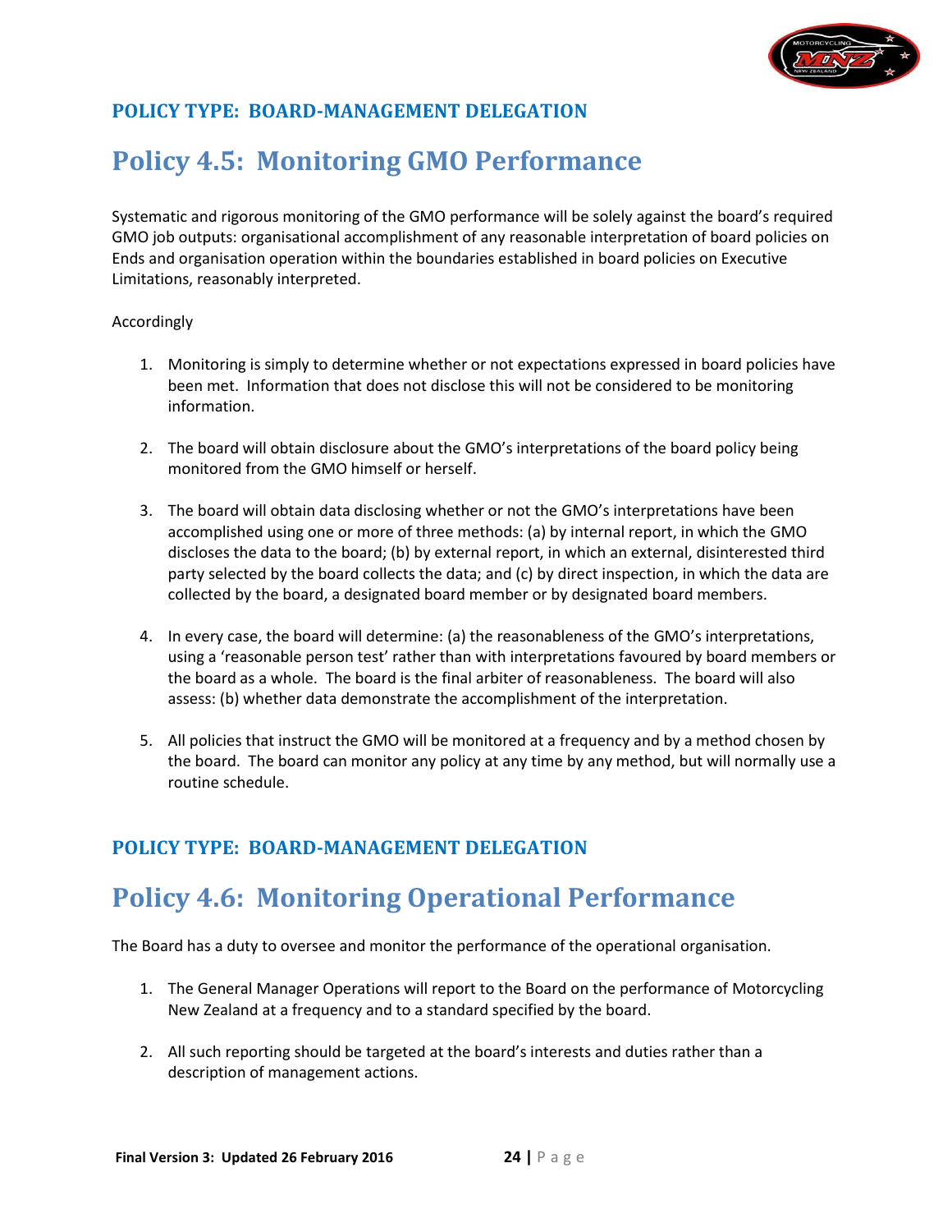### POLICY TYPE: BOARD-MANAGEMENT DELEGATION

# Policy 4.5: Monitoring GMO Performance

Systematic and rigorous monitoring of the GMO performance will be solely against the board's required GMO job outputs: organisational accomplishment of any reasonable interpretation of board policies on Ends and organisation operation within the boundaries established in board policies on Executive Limitations, reasonably interpreted.

Accordingly

1. Monitoring is simply to determine whether or not expectations expressed in board policies have been met. Information that does not disclose this will not be considered to be monitoring information.

2. The board will obtain disclosure about the GMO's interpretations of the board policy being monitored from the GMO himself or herself.

3. The board will obtain data disclosing whether or not the GMO's interpretations have been accomplished using one or more of three methods: (a) by internal report, in which the GMO discloses the data to the board; (b) by external report, in which an external, disinterested third party selected by the board collects the data; and (c) by direct inspection, in which the data are collected by the board, a designated board member or by designated board members.

4. In every case, the board will determine: (a) the reasonableness of the GMO's interpretations, using a 'reasonable person test' rather than with interpretations favoured by board members or the board as a whole. The board is the final arbiter of reasonableness. The board will also assess: (b) whether data demonstrate the accomplishment of the interpretation.

5. All policies that instruct the GMO will be monitored at a frequency and by a method chosen by the board. The board can monitor any policy at any time by any method, but will normally use a routine schedule.

### POLICY TYPE: BOARD-MANAGEMENT DELEGATION

# Policy 4.6: Monitoring Operational Performance

The Board has a duty to oversee and monitor the performance of the operational organisation.

1. The General Manager Operations will report to the Board on the performance of Motorcycling New Zealand at a frequency and to a standard specified by the board.

2. All such reporting should be targeted at the board's interests and duties rather than a description of management actions.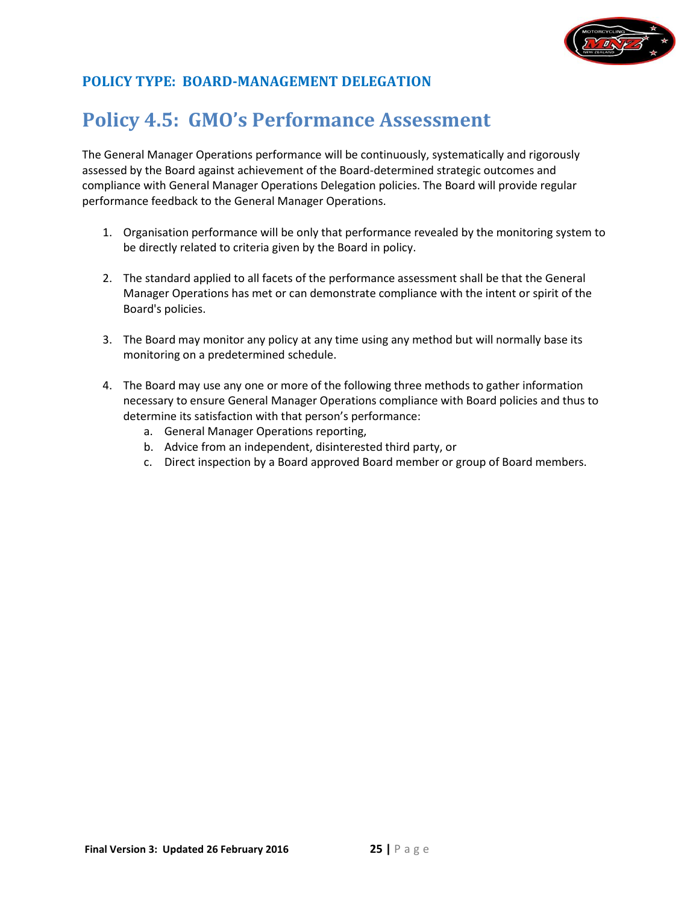## POLICY TYPE: BOARD-MANAGEMENT DELEGATION

# Policy 4.5: GMO's Performance Assessment

The General Manager Operations performance will be continuously, systematically and rigorously assessed by the Board against achievement of the Board-determined strategic outcomes and compliance with General Manager Operations Delegation policies. The Board will provide regular performance feedback to the General Manager Operations.

1. Organisation performance will be only that performance revealed by the monitoring system to be directly related to criteria given by the Board in policy.

2. The standard applied to all facets of the performance assessment shall be that the General Manager Operations has met or can demonstrate compliance with the intent or spirit of the Board's policies.

3. The Board may monitor any policy at any time using any method but will normally base its monitoring on a predetermined schedule.

4. The Board may use any one or more of the following three methods to gather information necessary to ensure General Manager Operations compliance with Board policies and thus to determine its satisfaction with that person's performance:
   a. General Manager Operations reporting,
   b. Advice from an independent, disinterested third party, or
   c. Direct inspection by a Board approved Board member or group of Board members.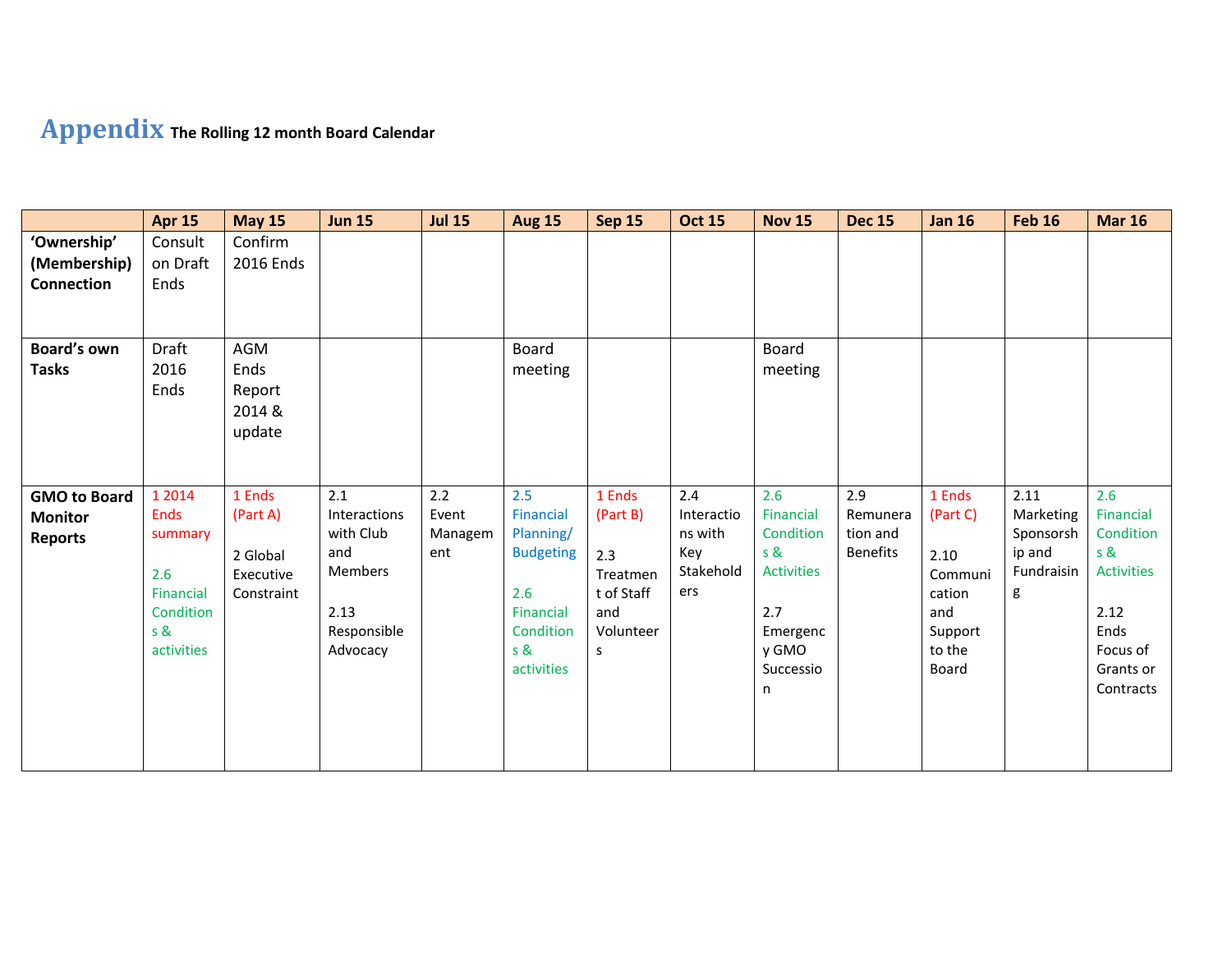# Appendix The Rolling 12 month Board Calendar

| | Apr 15 | May 15 | Jun 15 | Jul 15 | Aug 15 | Sep 15 | Oct 15 | Nov 15 | Dec 15 | Jan 16 | Feb 16 | Mar 16 |
|---|---|---|---|---|---|---|---|---|---|---|---|---|
| **'Ownership' (Membership) Connection** | Consult on Draft Ends | Confirm 2016 Ends | | | | | | | | | | |
| **Board's own Tasks** | Draft 2016 Ends | AGM Ends Report 2014 & update | | | Board meeting | | | Board meeting | | | | |
| **GMO to Board Monitor Reports** | 1 2014 Ends summary<br><br>2.6 Financial Conditions & activities | 1 Ends (Part A)<br><br>2 Global Executive Constraint | 2.1 Interactions with Club and Members<br><br>2.13 Responsible Advocacy | 2.2 Event Management | 2.5 Financial Planning/ Budgeting<br><br>2.6 Financial Conditions & activities | 1 Ends (Part B)<br><br>2.3 Treatment of Staff and Volunteers | 2.4 Interactions with Key Stakeholders | 2.6 Financial Conditions & Activities<br><br>2.7 Emergency GMO Succession | 2.9 Remuneration and Benefits | 1 Ends (Part C)<br><br>2.10 Communication and Support to the Board | 2.11 Marketing Sponsorship and Fundraising | 2.6 Financial Conditions & Activities<br><br>2.12 Ends Focus of Grants or Contracts |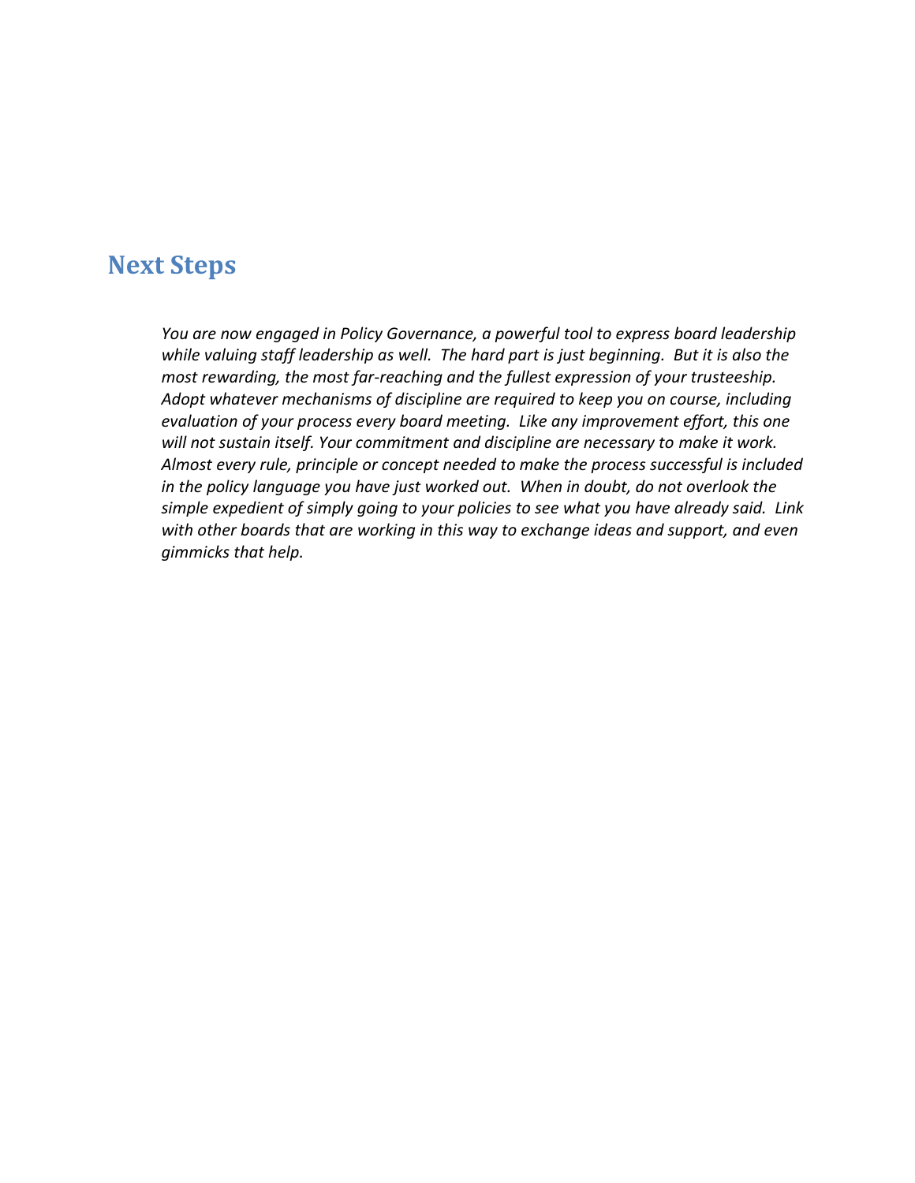## Next Steps

*You are now engaged in Policy Governance, a powerful tool to express board leadership while valuing staff leadership as well. The hard part is just beginning. But it is also the most rewarding, the most far-reaching and the fullest expression of your trusteeship. Adopt whatever mechanisms of discipline are required to keep you on course, including evaluation of your process every board meeting. Like any improvement effort, this one will not sustain itself. Your commitment and discipline are necessary to make it work. Almost every rule, principle or concept needed to make the process successful is included in the policy language you have just worked out. When in doubt, do not overlook the simple expedient of simply going to your policies to see what you have already said. Link with other boards that are working in this way to exchange ideas and support, and even gimmicks that help.*